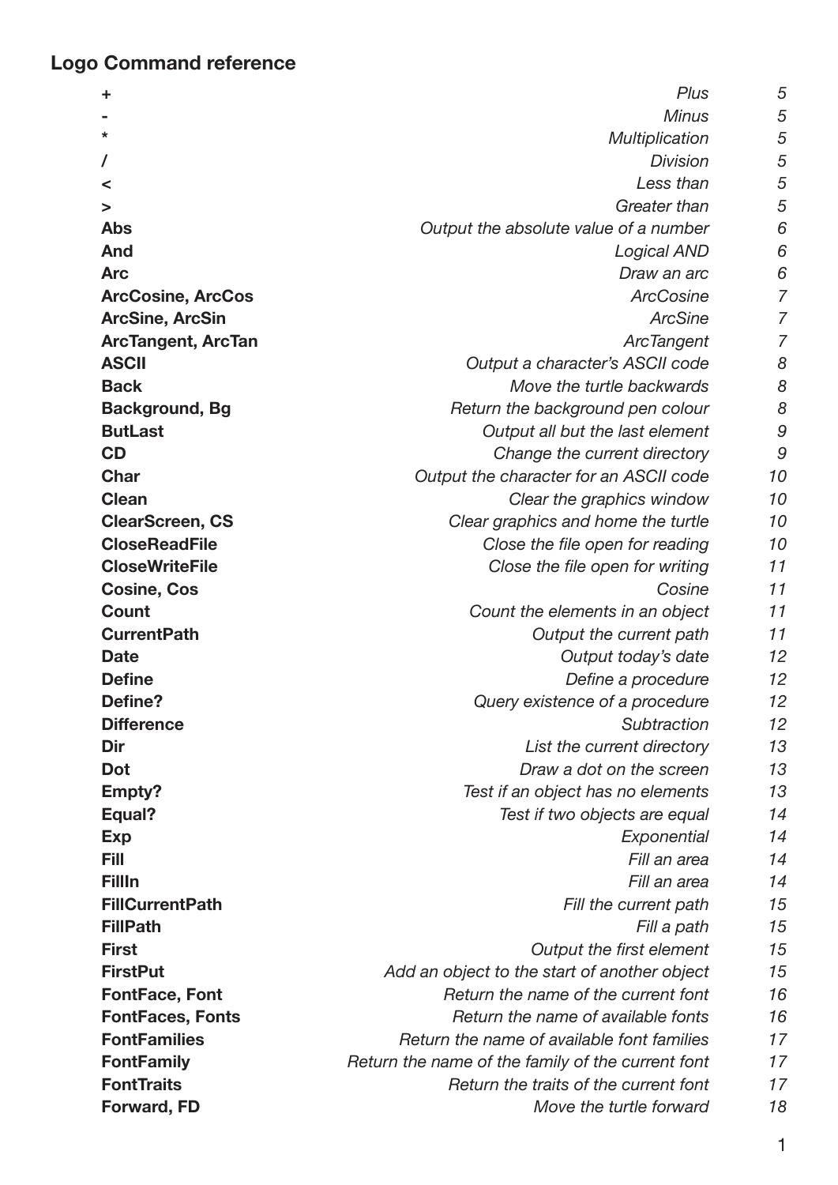## Logo Command reference

| Command | Description | Page |
|---|---|---|
| **+** | *Plus* | *5* |
| **-** | *Minus* | *5* |
| ***** | *Multiplication* | *5* |
| **/** | *Division* | *5* |
| **<** | *Less than* | *5* |
| **>** | *Greater than* | *5* |
| **Abs** | *Output the absolute value of a number* | *6* |
| **And** | *Logical AND* | *6* |
| **Arc** | *Draw an arc* | *6* |
| **ArcCosine, ArcCos** | *ArcCosine* | *7* |
| **ArcSine, ArcSin** | *ArcSine* | *7* |
| **ArcTangent, ArcTan** | *ArcTangent* | *7* |
| **ASCII** | *Output a character's ASCII code* | *8* |
| **Back** | *Move the turtle backwards* | *8* |
| **Background, Bg** | *Return the background pen colour* | *8* |
| **ButLast** | *Output all but the last element* | *9* |
| **CD** | *Change the current directory* | *9* |
| **Char** | *Output the character for an ASCII code* | *10* |
| **Clean** | *Clear the graphics window* | *10* |
| **ClearScreen, CS** | *Clear graphics and home the turtle* | *10* |
| **CloseReadFile** | *Close the file open for reading* | *10* |
| **CloseWriteFile** | *Close the file open for writing* | *11* |
| **Cosine, Cos** | *Cosine* | *11* |
| **Count** | *Count the elements in an object* | *11* |
| **CurrentPath** | *Output the current path* | *11* |
| **Date** | *Output today's date* | *12* |
| **Define** | *Define a procedure* | *12* |
| **Define?** | *Query existence of a procedure* | *12* |
| **Difference** | *Subtraction* | *12* |
| **Dir** | *List the current directory* | *13* |
| **Dot** | *Draw a dot on the screen* | *13* |
| **Empty?** | *Test if an object has no elements* | *13* |
| **Equal?** | *Test if two objects are equal* | *14* |
| **Exp** | *Exponential* | *14* |
| **Fill** | *Fill an area* | *14* |
| **FillIn** | *Fill an area* | *14* |
| **FillCurrentPath** | *Fill the current path* | *15* |
| **FillPath** | *Fill a path* | *15* |
| **First** | *Output the first element* | *15* |
| **FirstPut** | *Add an object to the start of another object* | *15* |
| **FontFace, Font** | *Return the name of the current font* | *16* |
| **FontFaces, Fonts** | *Return the name of available fonts* | *16* |
| **FontFamilies** | *Return the name of available font families* | *17* |
| **FontFamily** | *Return the name of the family of the current font* | *17* |
| **FontTraits** | *Return the traits of the current font* | *17* |
| **Forward, FD** | *Move the turtle forward* | *18* |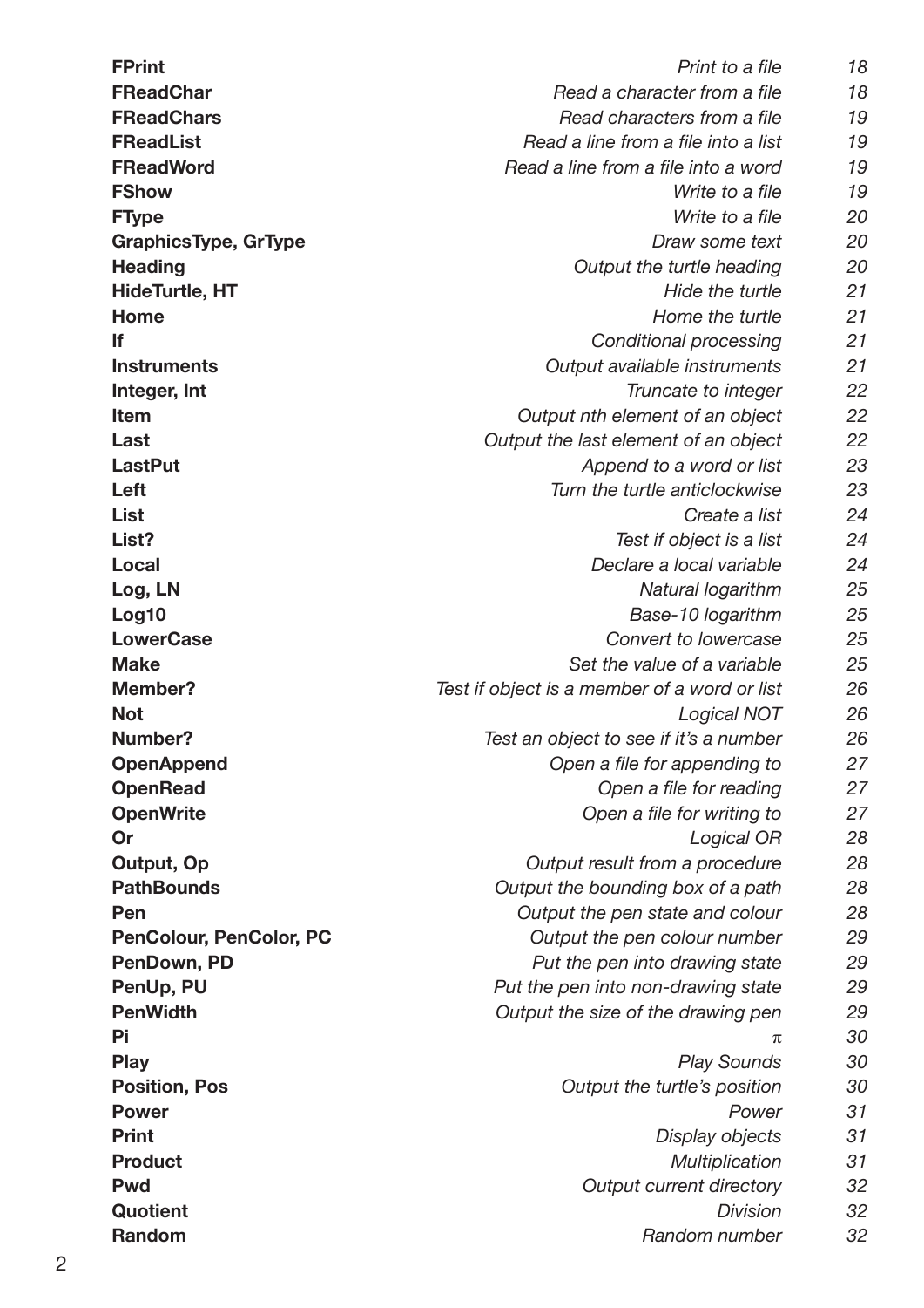| | | |
|---|---|---|
| **FPrint** | *Print to a file* | *18* |
| **FReadChar** | *Read a character from a file* | *18* |
| **FReadChars** | *Read characters from a file* | *19* |
| **FReadList** | *Read a line from a file into a list* | *19* |
| **FReadWord** | *Read a line from a file into a word* | *19* |
| **FShow** | *Write to a file* | *19* |
| **FType** | *Write to a file* | *20* |
| **GraphicsType, GrType** | *Draw some text* | *20* |
| **Heading** | *Output the turtle heading* | *20* |
| **HideTurtle, HT** | *Hide the turtle* | *21* |
| **Home** | *Home the turtle* | *21* |
| **If** | *Conditional processing* | *21* |
| **Instruments** | *Output available instruments* | *21* |
| **Integer, Int** | *Truncate to integer* | *22* |
| **Item** | *Output nth element of an object* | *22* |
| **Last** | *Output the last element of an object* | *22* |
| **LastPut** | *Append to a word or list* | *23* |
| **Left** | *Turn the turtle anticlockwise* | *23* |
| **List** | *Create a list* | *24* |
| **List?** | *Test if object is a list* | *24* |
| **Local** | *Declare a local variable* | *24* |
| **Log, LN** | *Natural logarithm* | *25* |
| **Log10** | *Base-10 logarithm* | *25* |
| **LowerCase** | *Convert to lowercase* | *25* |
| **Make** | *Set the value of a variable* | *25* |
| **Member?** | *Test if object is a member of a word or list* | *26* |
| **Not** | *Logical NOT* | *26* |
| **Number?** | *Test an object to see if it's a number* | *26* |
| **OpenAppend** | *Open a file for appending to* | *27* |
| **OpenRead** | *Open a file for reading* | *27* |
| **OpenWrite** | *Open a file for writing to* | *27* |
| **Or** | *Logical OR* | *28* |
| **Output, Op** | *Output result from a procedure* | *28* |
| **PathBounds** | *Output the bounding box of a path* | *28* |
| **Pen** | *Output the pen state and colour* | *28* |
| **PenColour, PenColor, PC** | *Output the pen colour number* | *29* |
| **PenDown, PD** | *Put the pen into drawing state* | *29* |
| **PenUp, PU** | *Put the pen into non-drawing state* | *29* |
| **PenWidth** | *Output the size of the drawing pen* | *29* |
| **Pi** | $\pi$ | *30* |
| **Play** | *Play Sounds* | *30* |
| **Position, Pos** | *Output the turtle's position* | *30* |
| **Power** | *Power* | *31* |
| **Print** | *Display objects* | *31* |
| **Product** | *Multiplication* | *31* |
| **Pwd** | *Output current directory* | *32* |
| **Quotient** | *Division* | *32* |
| **Random** | *Random number* | *32* |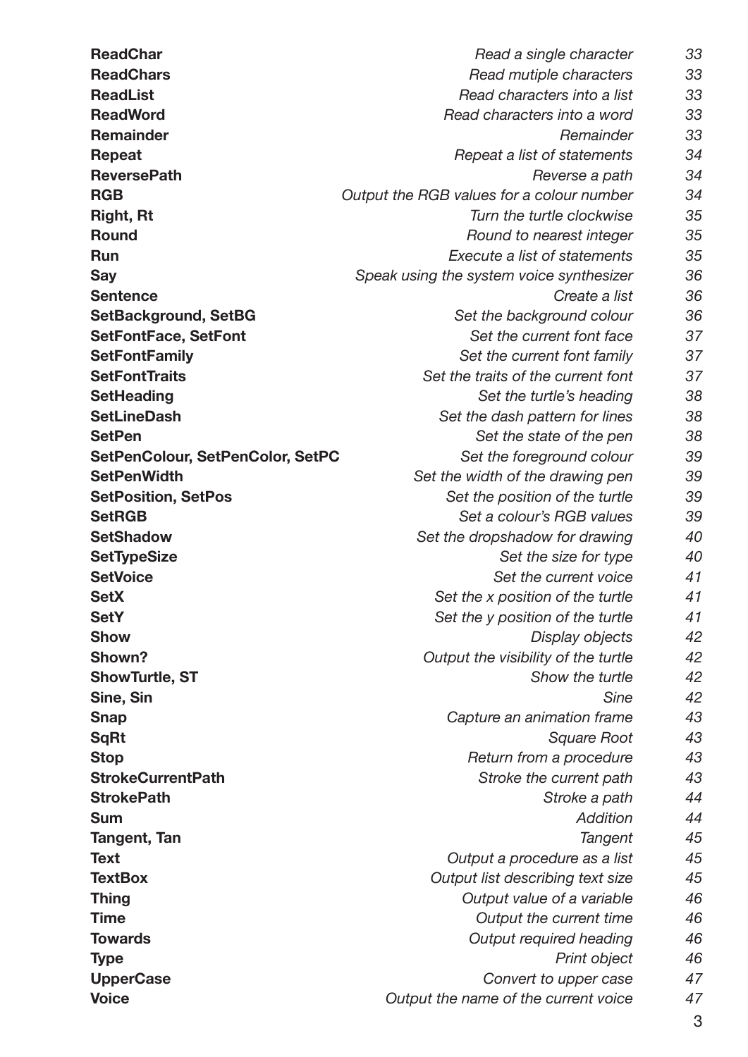| | | |
|---|---|---|
| **ReadChar** | *Read a single character* | *33* |
| **ReadChars** | *Read mutiple characters* | *33* |
| **ReadList** | *Read characters into a list* | *33* |
| **ReadWord** | *Read characters into a word* | *33* |
| **Remainder** | *Remainder* | *33* |
| **Repeat** | *Repeat a list of statements* | *34* |
| **ReversePath** | *Reverse a path* | *34* |
| **RGB** | *Output the RGB values for a colour number* | *34* |
| **Right, Rt** | *Turn the turtle clockwise* | *35* |
| **Round** | *Round to nearest integer* | *35* |
| **Run** | *Execute a list of statements* | *35* |
| **Say** | *Speak using the system voice synthesizer* | *36* |
| **Sentence** | *Create a list* | *36* |
| **SetBackground, SetBG** | *Set the background colour* | *36* |
| **SetFontFace, SetFont** | *Set the current font face* | *37* |
| **SetFontFamily** | *Set the current font family* | *37* |
| **SetFontTraits** | *Set the traits of the current font* | *37* |
| **SetHeading** | *Set the turtle's heading* | *38* |
| **SetLineDash** | *Set the dash pattern for lines* | *38* |
| **SetPen** | *Set the state of the pen* | *38* |
| **SetPenColour, SetPenColor, SetPC** | *Set the foreground colour* | *39* |
| **SetPenWidth** | *Set the width of the drawing pen* | *39* |
| **SetPosition, SetPos** | *Set the position of the turtle* | *39* |
| **SetRGB** | *Set a colour's RGB values* | *39* |
| **SetShadow** | *Set the dropshadow for drawing* | *40* |
| **SetTypeSize** | *Set the size for type* | *40* |
| **SetVoice** | *Set the current voice* | *41* |
| **SetX** | *Set the x position of the turtle* | *41* |
| **SetY** | *Set the y position of the turtle* | *41* |
| **Show** | *Display objects* | *42* |
| **Shown?** | *Output the visibility of the turtle* | *42* |
| **ShowTurtle, ST** | *Show the turtle* | *42* |
| **Sine, Sin** | *Sine* | *42* |
| **Snap** | *Capture an animation frame* | *43* |
| **SqRt** | *Square Root* | *43* |
| **Stop** | *Return from a procedure* | *43* |
| **StrokeCurrentPath** | *Stroke the current path* | *43* |
| **StrokePath** | *Stroke a path* | *44* |
| **Sum** | *Addition* | *44* |
| **Tangent, Tan** | *Tangent* | *45* |
| **Text** | *Output a procedure as a list* | *45* |
| **TextBox** | *Output list describing text size* | *45* |
| **Thing** | *Output value of a variable* | *46* |
| **Time** | *Output the current time* | *46* |
| **Towards** | *Output required heading* | *46* |
| **Type** | *Print object* | *46* |
| **UpperCase** | *Convert to upper case* | *47* |
| **Voice** | *Output the name of the current voice* | *47* |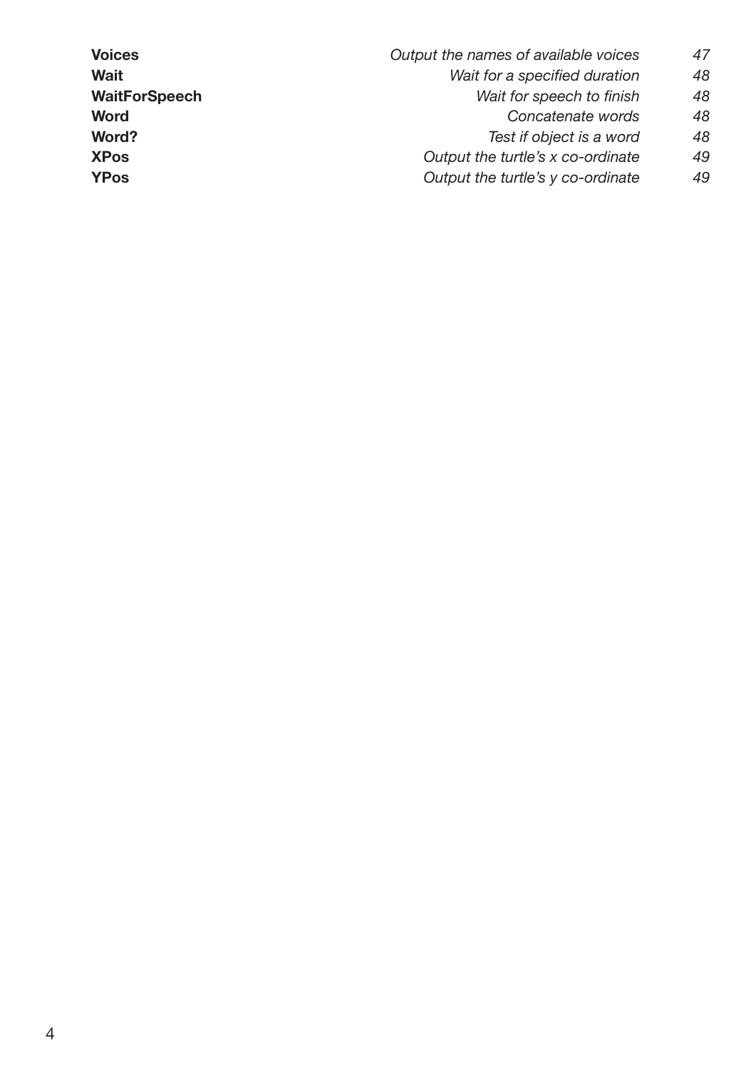| | | |
|---|---|---|
| **Voices** | *Output the names of available voices* | 47 |
| **Wait** | *Wait for a specified duration* | 48 |
| **WaitForSpeech** | *Wait for speech to finish* | 48 |
| **Word** | *Concatenate words* | 48 |
| **Word?** | *Test if object is a word* | 48 |
| **XPos** | *Output the turtle's x co-ordinate* | 49 |
| **YPos** | *Output the turtle's y co-ordinate* | 49 |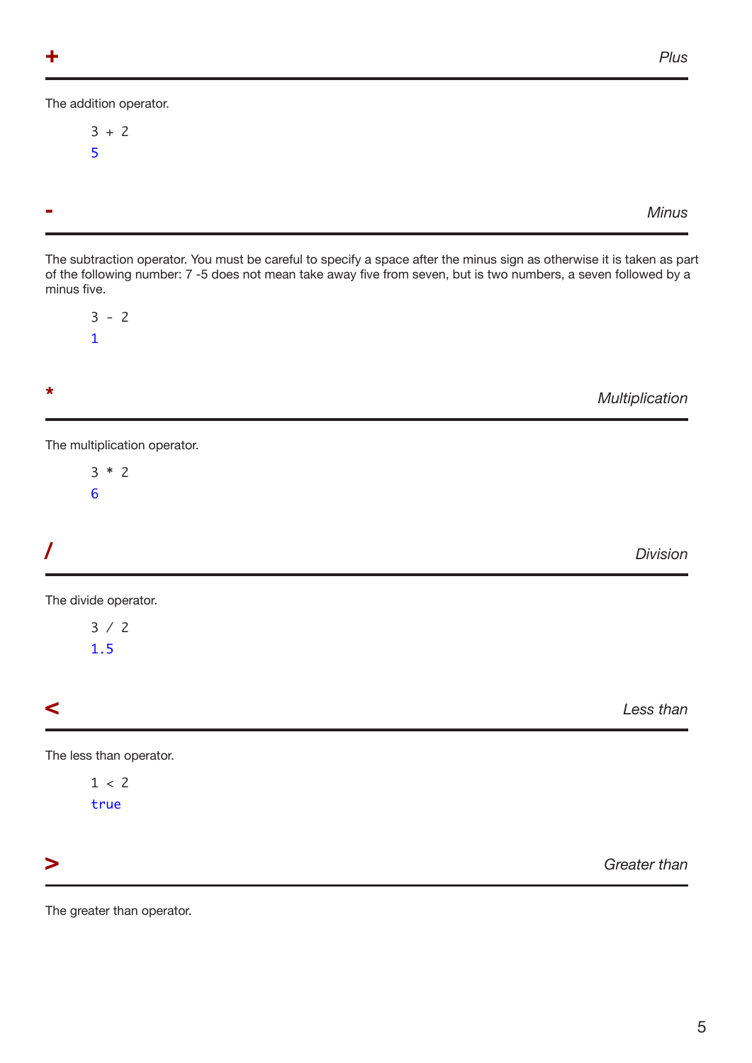## + *Plus*

The addition operator.

```
3 + 2
5
```

## - *Minus*

The subtraction operator. You must be careful to specify a space after the minus sign as otherwise it is taken as part of the following number: 7 -5 does not mean take away five from seven, but is two numbers, a seven followed by a minus five.

```
3 - 2
1
```

## * *Multiplication*

The multiplication operator.

```
3 * 2
6
```

## / *Division*

The divide operator.

```
3 / 2
1.5
```

## < *Less than*

The less than operator.

```
1 < 2
true
```

## > *Greater than*

The greater than operator.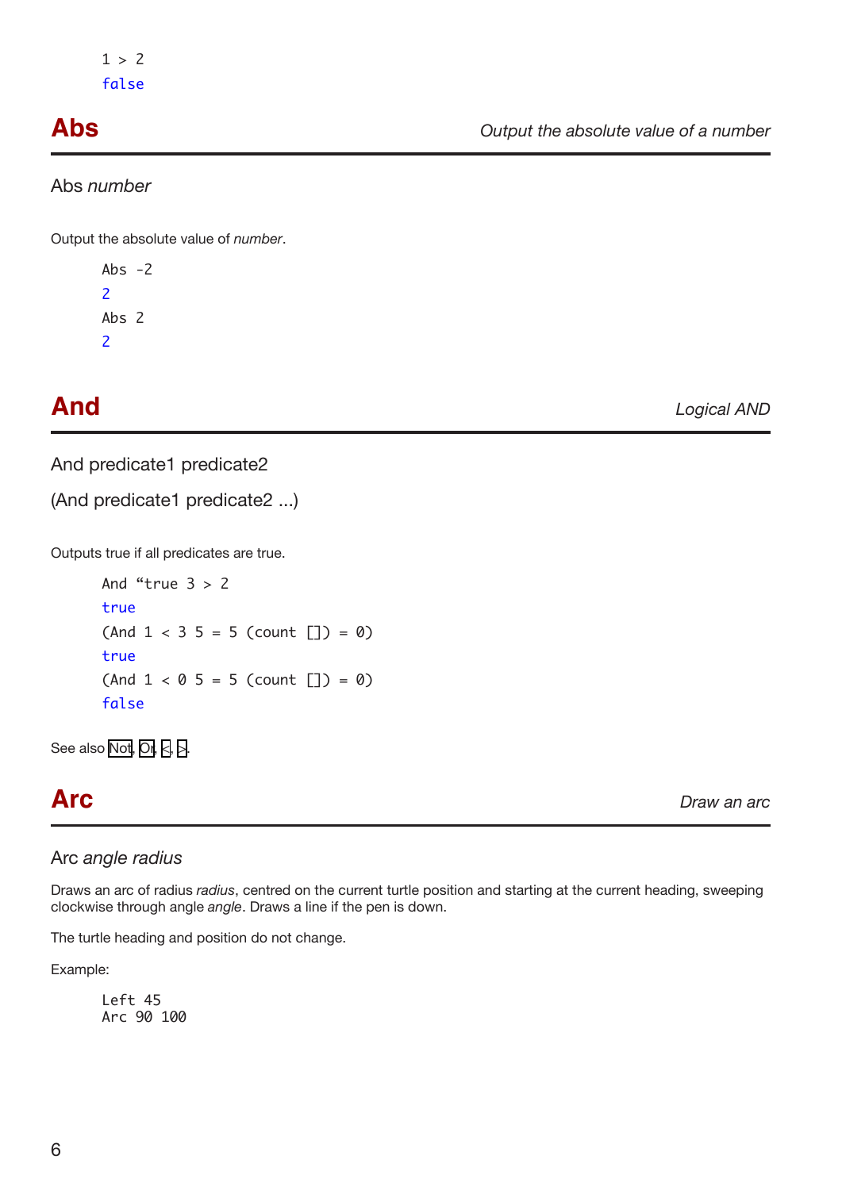```
1 > 2
false
```

## Abs

*Output the absolute value of a number*

Abs *number*

Output the absolute value of *number*.

```
Abs -2
2
Abs 2
2
```

## And

*Logical AND*

And predicate1 predicate2

(And predicate1 predicate2 ...)

Outputs true if all predicates are true.

```
And "true 3 > 2
true
(And 1 < 3 5 = 5 (count []) = 0)
true
(And 1 < 0 5 = 5 (count []) = 0)
false
```

See also Not, Or, <, >.

## Arc

*Draw an arc*

Arc *angle radius*

Draws an arc of radius *radius*, centred on the current turtle position and starting at the current heading, sweeping clockwise through angle *angle*. Draws a line if the pen is down.

The turtle heading and position do not change.

Example:

```
Left 45
Arc 90 100
```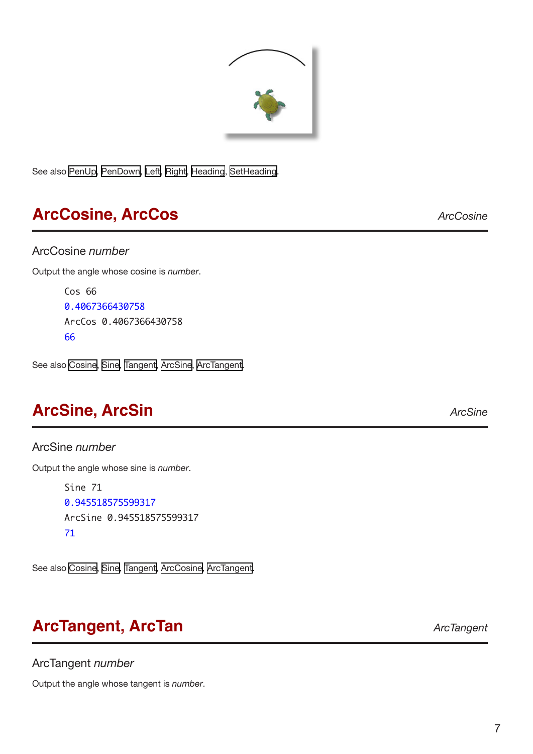See also PenUp, PenDown, Left, Right, Heading, SetHeading.

## ArcCosine, ArcCos

*ArcCosine*

ArcCosine *number*

Output the angle whose cosine is *number*.

```
Cos 66
0.4067366430758
ArcCos 0.4067366430758
66
```

See also Cosine, Sine, Tangent, ArcSine, ArcTangent.

## ArcSine, ArcSin

*ArcSine*

ArcSine *number*

Output the angle whose sine is *number*.

```
Sine 71
0.945518575599317
ArcSine 0.945518575599317
71
```

See also Cosine, Sine, Tangent, ArcCosine, ArcTangent.

## ArcTangent, ArcTan

*ArcTangent*

ArcTangent *number*

Output the angle whose tangent is *number*.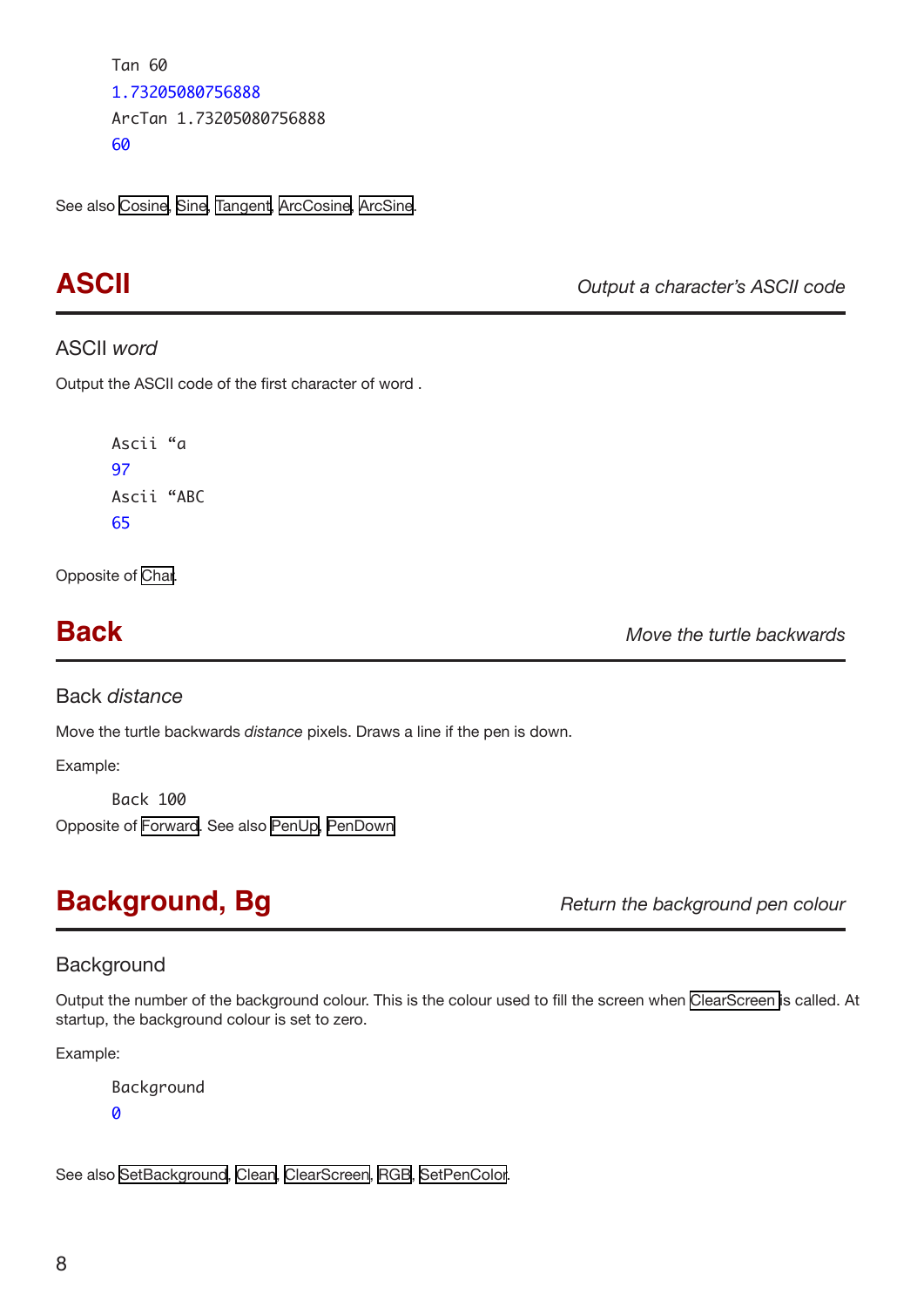```
Tan 60
1.73205080756888
ArcTan 1.73205080756888
60
```

See also Cosine, Sine, Tangent, ArcCosine, ArcSine.

## ASCII

*Output a character's ASCII code*

### ASCII *word*

Output the ASCII code of the first character of word .

```
Ascii “a
97
Ascii “ABC
65
```

Opposite of Char.

## Back

*Move the turtle backwards*

### Back *distance*

Move the turtle backwards *distance* pixels. Draws a line if the pen is down.

Example:

```
Back 100
```

Opposite of Forward. See also PenUp, PenDown

## Background, Bg

*Return the background pen colour*

### Background

Output the number of the background colour. This is the colour used to fill the screen when ClearScreen is called. At startup, the background colour is set to zero.

Example:

```
Background
0
```

See also SetBackground, Clean, ClearScreen, RGB, SetPenColor.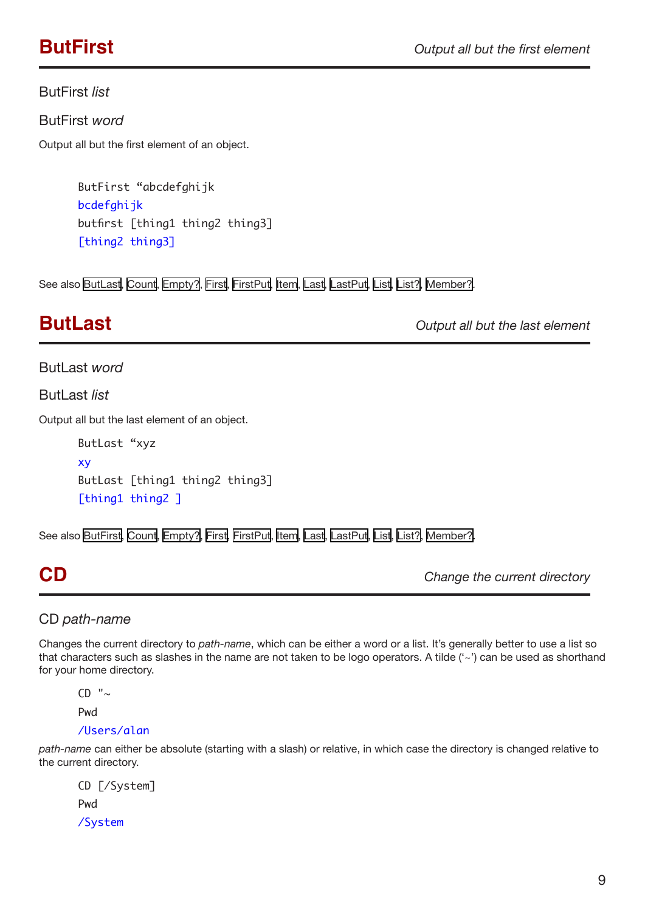## ButFirst

*Output all but the first element*

ButFirst *list*

ButFirst *word*

Output all but the first element of an object.

```
ButFirst “abcdefghijk
bcdefghijk
butfirst [thing1 thing2 thing3]
[thing2 thing3]
```

See also ButLast, Count, Empty?, First, FirstPut, Item, Last, LastPut, List, List?, Member?.

## ButLast

*Output all but the last element*

ButLast *word*

ButLast *list*

Output all but the last element of an object.

```
ButLast “xyz
xy
ButLast [thing1 thing2 thing3]
[thing1 thing2 ]
```

See also ButFirst, Count, Empty?, First, FirstPut, Item, Last, LastPut, List, List?, Member?.

## CD

*Change the current directory*

CD *path-name*

Changes the current directory to *path-name*, which can be either a word or a list. It’s generally better to use a list so that characters such as slashes in the name are not taken to be logo operators. A tilde (‘~’) can be used as shorthand for your home directory.

```
CD "~
Pwd
/Users/alan
```

*path-name* can either be absolute (starting with a slash) or relative, in which case the directory is changed relative to the current directory.

```
CD [/System]
Pwd
/System
```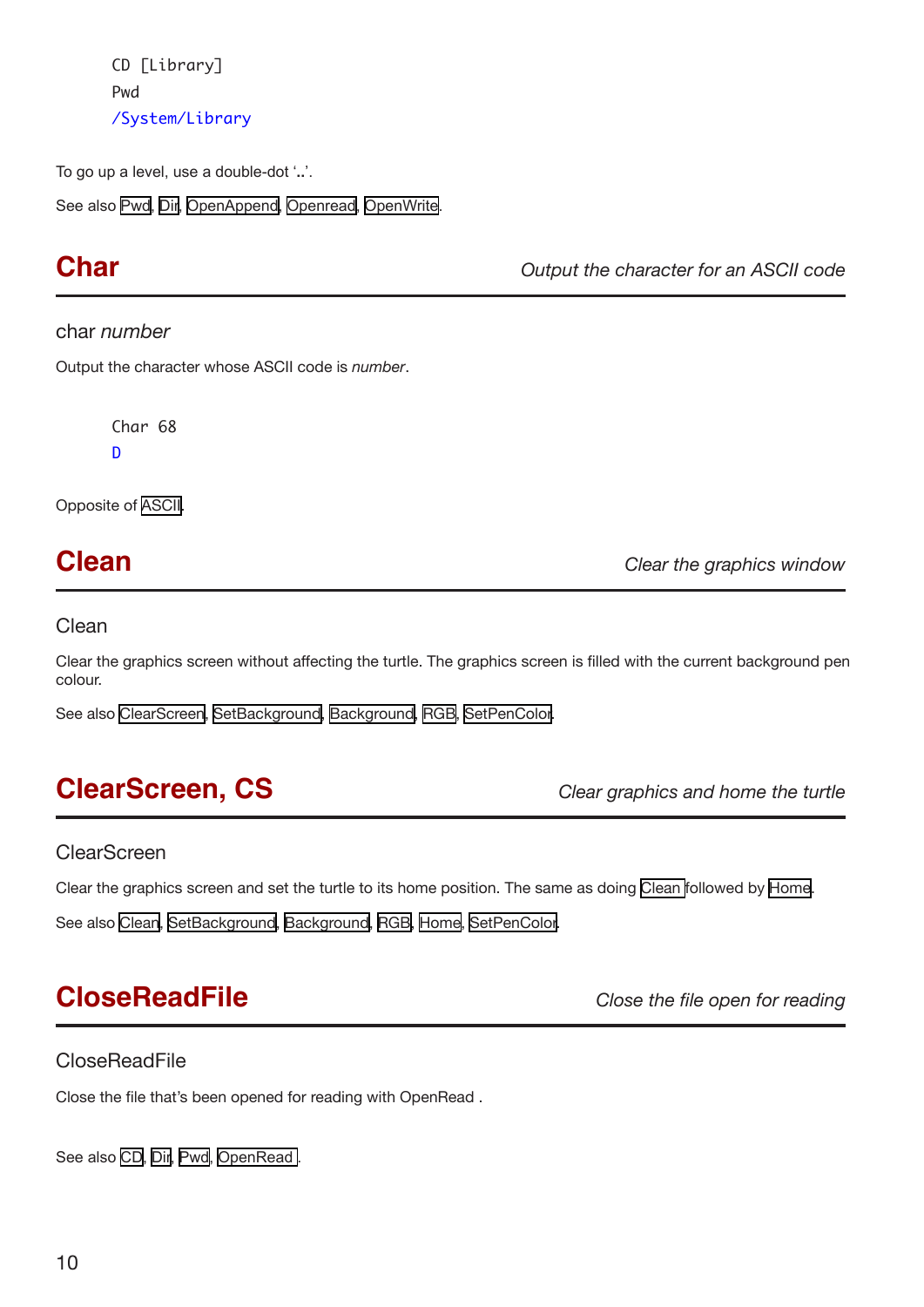```
CD [Library]
Pwd
/System/Library
```

To go up a level, use a double-dot '..'.

See also Pwd, Dir, OpenAppend, Openread, OpenWrite.

## Char

*Output the character for an ASCII code*

char *number*

Output the character whose ASCII code is *number*.

```
Char 68
D
```

Opposite of ASCII.

## Clean

*Clear the graphics window*

Clean

Clear the graphics screen without affecting the turtle. The graphics screen is filled with the current background pen colour.

See also ClearScreen, SetBackground, Background, RGB, SetPenColor.

## ClearScreen, CS

*Clear graphics and home the turtle*

ClearScreen

Clear the graphics screen and set the turtle to its home position. The same as doing Clean followed by Home.

See also Clean, SetBackground, Background, RGB, Home, SetPenColor.

## CloseReadFile

*Close the file open for reading*

CloseReadFile

Close the file that's been opened for reading with OpenRead .

See also CD, Dir, Pwd, OpenRead .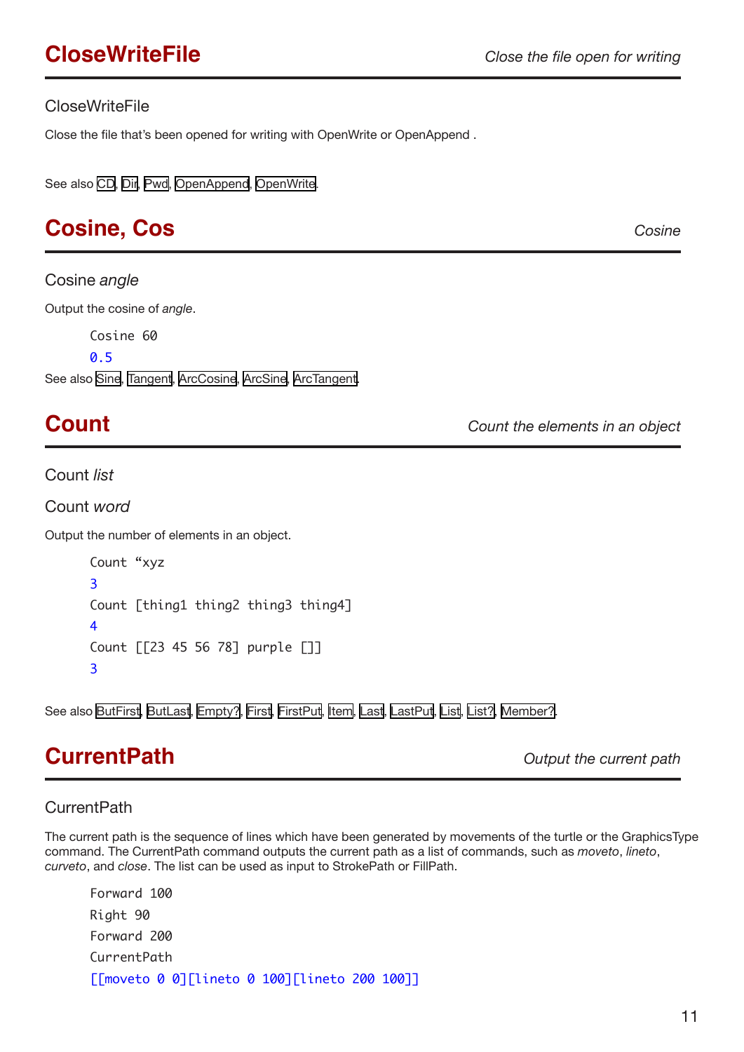## CloseWriteFile

*Close the file open for writing*

CloseWriteFile

Close the file that's been opened for writing with OpenWrite or OpenAppend .

See also CD, Dir, Pwd, OpenAppend, OpenWrite.

## Cosine, Cos

*Cosine*

Cosine *angle*

Output the cosine of *angle*.

```
Cosine 60
0.5
```

See also Sine, Tangent, ArcCosine, ArcSine, ArcTangent.

## Count

*Count the elements in an object*

Count *list*

Count *word*

Output the number of elements in an object.

```
Count “xyz
3
Count [thing1 thing2 thing3 thing4]
4
Count [[23 45 56 78] purple []]
3
```

See also ButFirst, ButLast, Empty?, First, FirstPut, Item, Last, LastPut, List, List?, Member?.

## CurrentPath

*Output the current path*

CurrentPath

The current path is the sequence of lines which have been generated by movements of the turtle or the GraphicsType command. The CurrentPath command outputs the current path as a list of commands, such as *moveto*, *lineto*, *curveto*, and *close*. The list can be used as input to StrokePath or FillPath.

```
Forward 100
Right 90
Forward 200
CurrentPath
[[moveto 0 0][lineto 0 100][lineto 200 100]]
```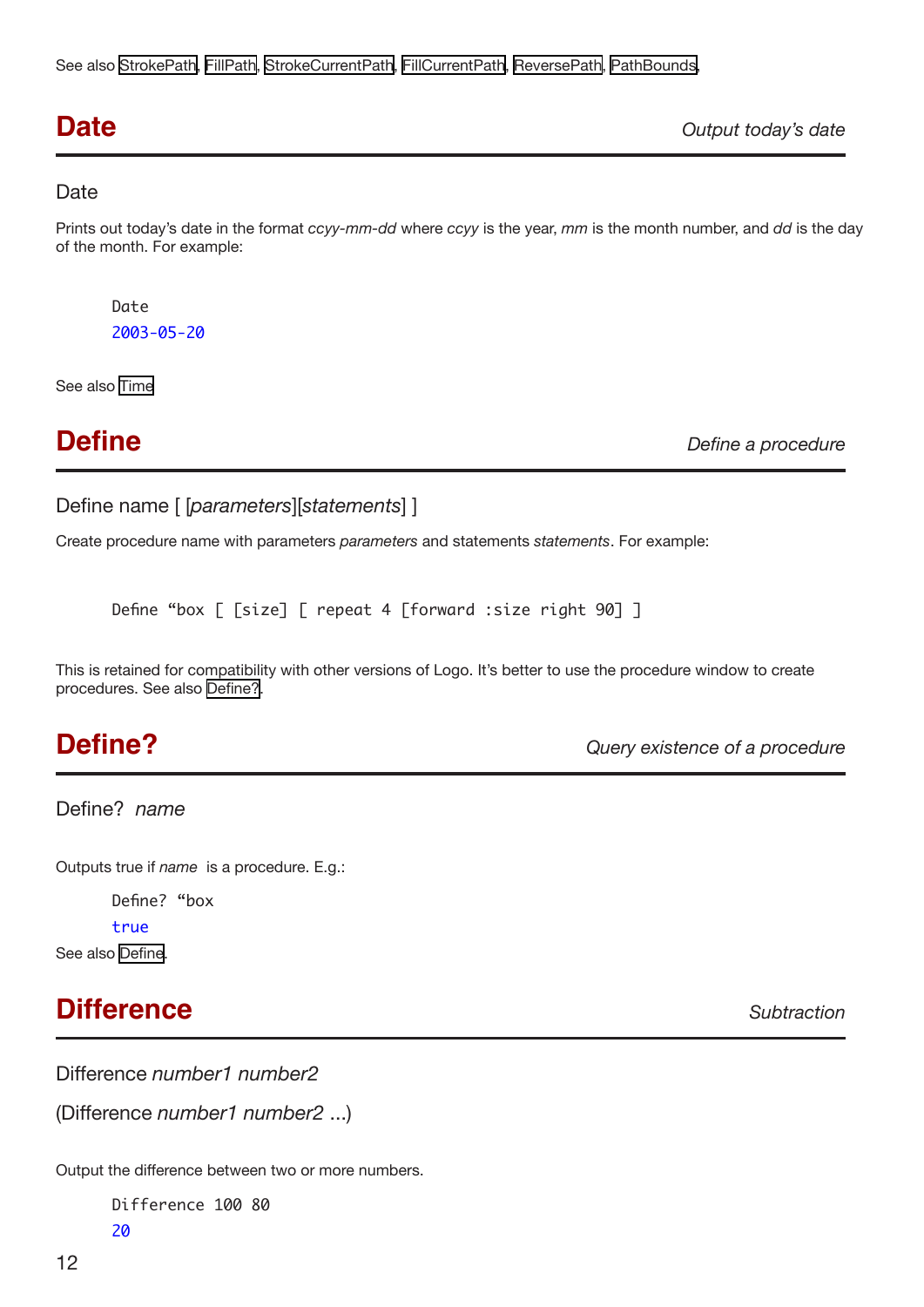See also StrokePath, FillPath, StrokeCurrentPath, FillCurrentPath, ReversePath, PathBounds.

## Date

*Output today's date*

Date

Prints out today's date in the format *ccyy-mm-dd* where *ccyy* is the year, *mm* is the month number, and *dd* is the day of the month. For example:

```
Date
2003-05-20
```

See also Time

## Define

*Define a procedure*

Define name [ [*parameters*][*statements*] ]

Create procedure name with parameters *parameters* and statements *statements*. For example:

```
Define “box [ [size] [ repeat 4 [forward :size right 90] ]
```

This is retained for compatibility with other versions of Logo. It's better to use the procedure window to create procedures. See also Define?.

## Define?

*Query existence of a procedure*

Define? *name*

Outputs true if *name* is a procedure. E.g.:

```
Define? “box
true
```

See also Define.

## Difference

*Subtraction*

Difference *number1 number2*

(Difference *number1 number2* ...)

Output the difference between two or more numbers.

```
Difference 100 80
20
```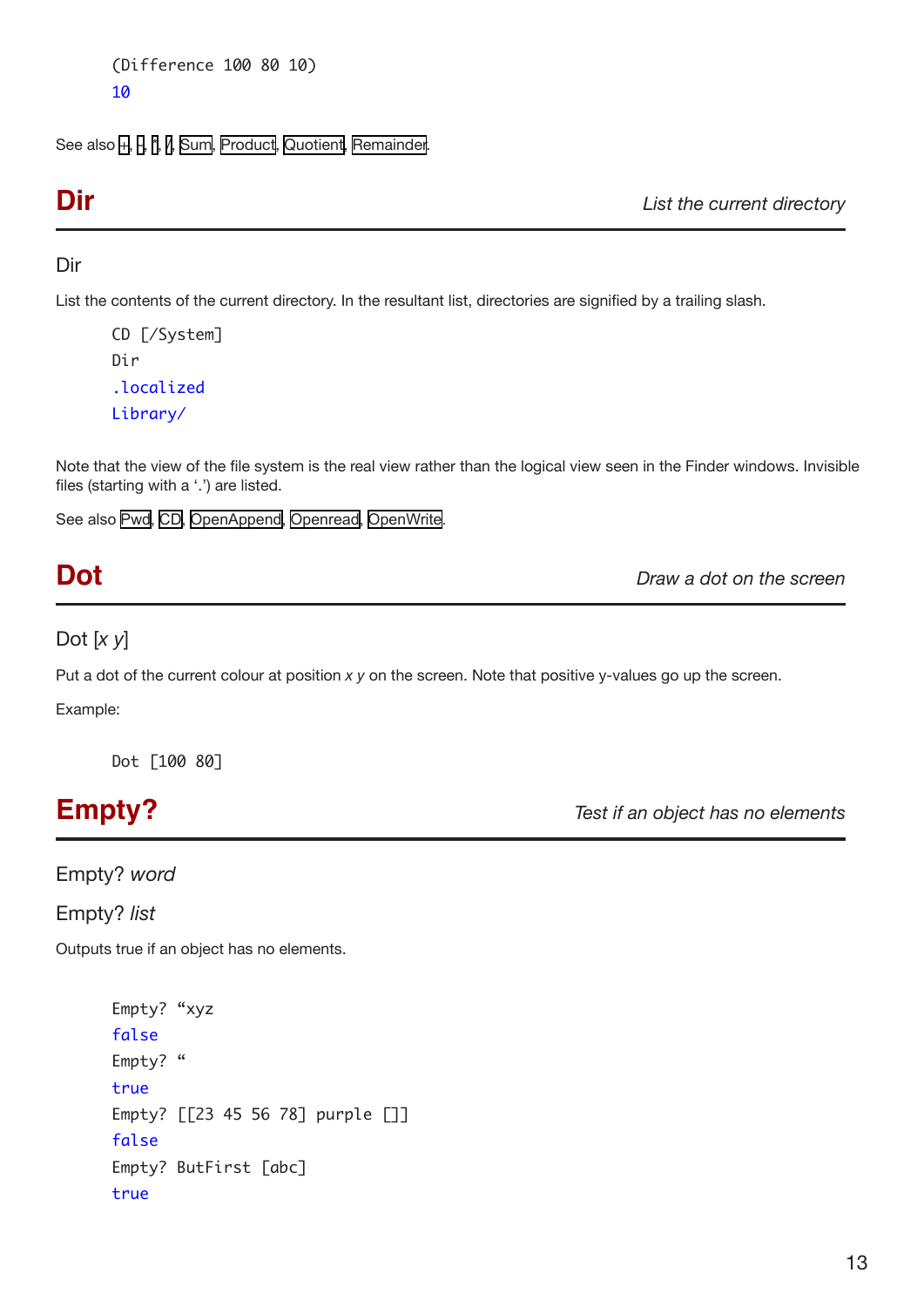```
(Difference 100 80 10)
10
```

See also +, -, *, /, Sum, Product, Quotient, Remainder.

## Dir

*List the current directory*

Dir

List the contents of the current directory. In the resultant list, directories are signified by a trailing slash.

```
CD [/System]
Dir
.localized
Library/
```

Note that the view of the file system is the real view rather than the logical view seen in the Finder windows. Invisible files (starting with a '.') are listed.

See also Pwd, CD, OpenAppend, Openread, OpenWrite.

## Dot

*Draw a dot on the screen*

Dot [*x y*]

Put a dot of the current colour at position *x y* on the screen. Note that positive y-values go up the screen.

Example:

```
Dot [100 80]
```

## Empty?

*Test if an object has no elements*

Empty? *word*

Empty? *list*

Outputs true if an object has no elements.

```
Empty? “xyz
false
Empty? “
true
Empty? [[23 45 56 78] purple []]
false
Empty? ButFirst [abc]
true
```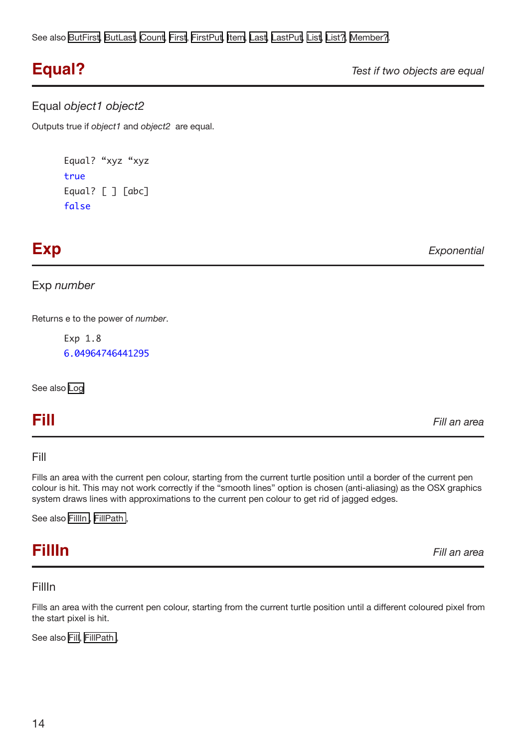See also ButFirst, ButLast, Count, First, FirstPut, Item, Last, LastPut, List, List?, Member?.

## Equal?

*Test if two objects are equal*

Equal *object1 object2*

Outputs true if *object1* and *object2* are equal.

```
Equal? “xyz “xyz
true
Equal? [ ] [abc]
false
```

## Exp

*Exponential*

Exp *number*

Returns e to the power of *number*.

```
Exp 1.8
6.04964746441295
```

See also Log

## Fill

*Fill an area*

Fill

Fills an area with the current pen colour, starting from the current turtle position until a border of the current pen colour is hit. This may not work correctly if the “smooth lines” option is chosen (anti-aliasing) as the OSX graphics system draws lines with approximations to the current pen colour to get rid of jagged edges.

See also FillIn, FillPath,

## FillIn

*Fill an area*

FillIn

Fills an area with the current pen colour, starting from the current turtle position until a different coloured pixel from the start pixel is hit.

See also Fill, FillPath,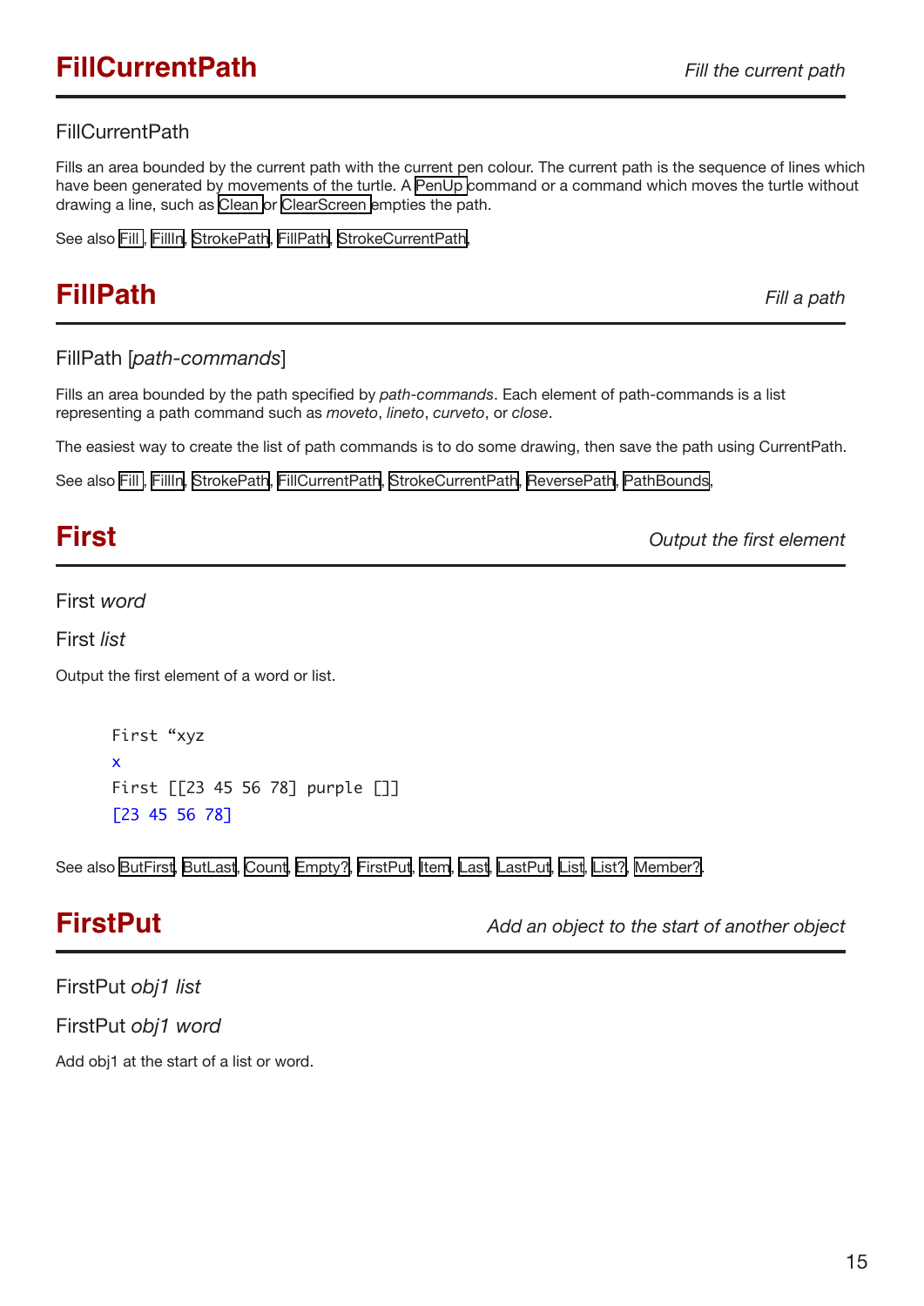## FillCurrentPath

*Fill the current path*

FillCurrentPath

Fills an area bounded by the current path with the current pen colour. The current path is the sequence of lines which have been generated by movements of the turtle. A PenUp command or a command which moves the turtle without drawing a line, such as Clean or ClearScreen empties the path.

See also Fill, FillIn, StrokePath, FillPath, StrokeCurrentPath.

## FillPath

*Fill a path*

FillPath [*path-commands*]

Fills an area bounded by the path specified by *path-commands*. Each element of path-commands is a list representing a path command such as *moveto*, *lineto*, *curveto*, or *close*.

The easiest way to create the list of path commands is to do some drawing, then save the path using CurrentPath.

See also Fill, FillIn, StrokePath, FillCurrentPath, StrokeCurrentPath, ReversePath, PathBounds.

## First

*Output the first element*

First *word*

First *list*

Output the first element of a word or list.

```
First “xyz
x
First [[23 45 56 78] purple []]
[23 45 56 78]
```

See also ButFirst, ButLast, Count, Empty?, FirstPut, Item, Last, LastPut, List, List?, Member?.

## FirstPut

*Add an object to the start of another object*

FirstPut *obj1 list*

FirstPut *obj1 word*

Add obj1 at the start of a list or word.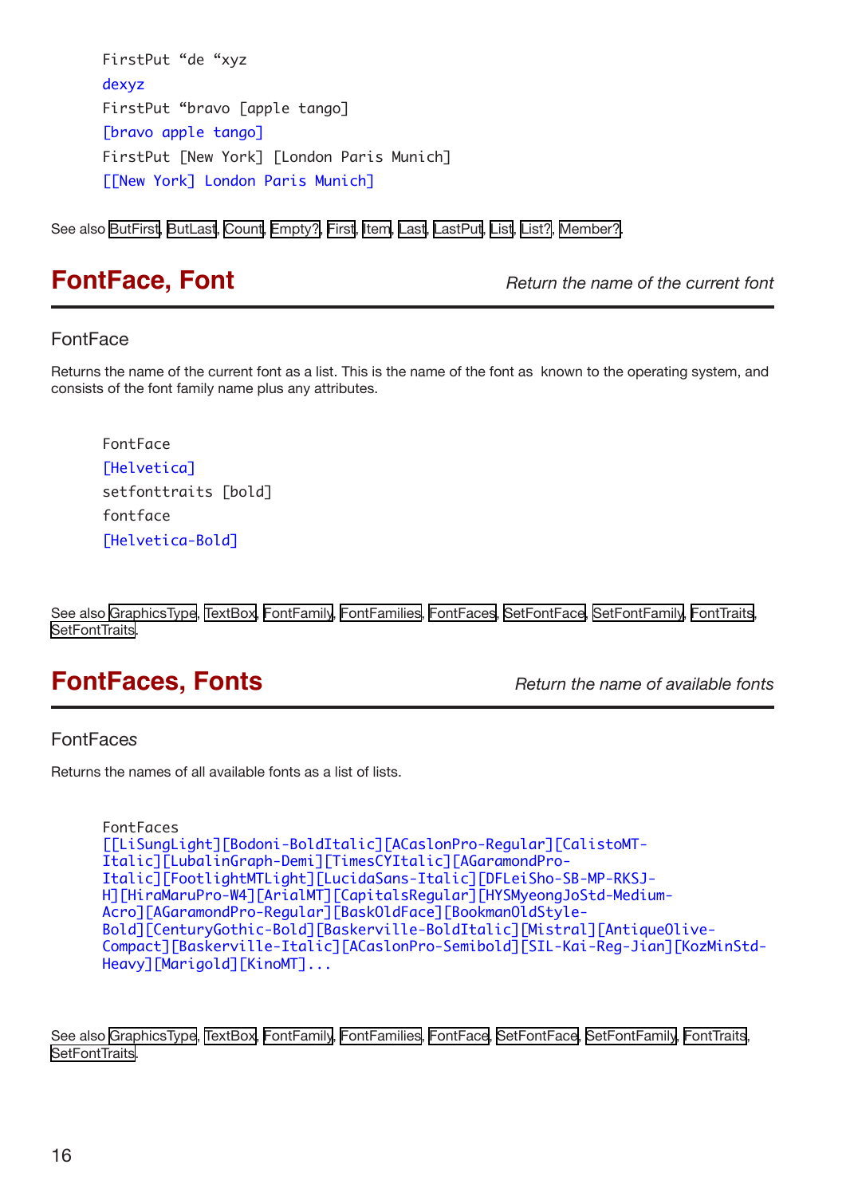```
FirstPut “de “xyz
dexyz
FirstPut “bravo [apple tango]
[bravo apple tango]
FirstPut [New York] [London Paris Munich]
[[New York] London Paris Munich]
```

See also ButFirst, ButLast, Count, Empty?, First, Item, Last, LastPut, List, List?, Member?.

## FontFace, Font

*Return the name of the current font*

### FontFace

Returns the name of the current font as a list. This is the name of the font as known to the operating system, and consists of the font family name plus any attributes.

```
FontFace
[Helvetica]
setfonttraits [bold]
fontface
[Helvetica-Bold]
```

See also GraphicsType, TextBox, FontFamily, FontFamilies, FontFaces, SetFontFace, SetFontFamily, FontTraits, SetFontTraits.

## FontFaces, Fonts

*Return the name of available fonts*

### FontFaces

Returns the names of all available fonts as a list of lists.

```
FontFaces
[[LiSungLight][Bodoni-BoldItalic][ACaslonPro-Regular][CalistoMT-Italic][LubalinGraph-Demi][TimesCYItalic][AGaramondPro-Italic][FootlightMTLight][LucidaSans-Italic][DFLeiSho-SB-MP-RKSJ-H][HiraMaruPro-W4][ArialMT][CapitalsRegular][HYSMyeongJoStd-Medium-Acro][AGaramondPro-Regular][BaskOldFace][BookmanOldStyle-Bold][CenturyGothic-Bold][Baskerville-BoldItalic][Mistral][AntiqueOlive-Compact][Baskerville-Italic][ACaslonPro-Semibold][SIL-Kai-Reg-Jian][KozMinStd-Heavy][Marigold][KinoMT]...
```

See also GraphicsType, TextBox, FontFamily, FontFamilies, FontFace, SetFontFace, SetFontFamily, FontTraits, SetFontTraits.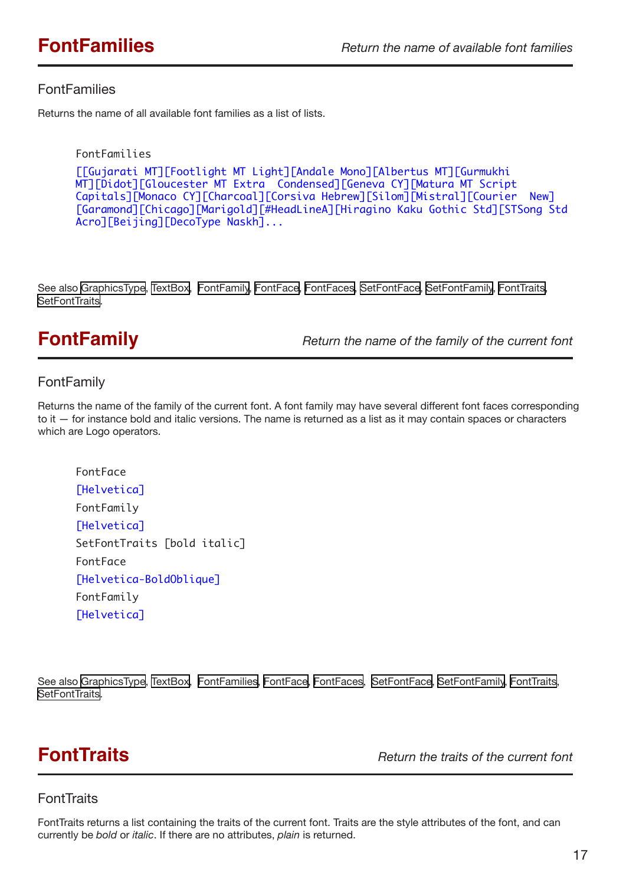# FontFamilies

*Return the name of available font families*

## FontFamilies

Returns the name of all available font families as a list of lists.

```
FontFamilies
[[Gujarati MT][Footlight MT Light][Andale Mono][Albertus MT][Gurmukhi MT][Didot][Gloucester MT Extra  Condensed][Geneva CY][Matura MT Script Capitals][Monaco CY][Charcoal][Corsiva Hebrew][Silom][Mistral][Courier  New][Garamond][Chicago][Marigold][#HeadLineA][Hiragino Kaku Gothic Std][STSong Std Acro][Beijing][DecoType Naskh]...
```

See also GraphicsType, TextBox, FontFamily, FontFace, FontFaces, SetFontFace, SetFontFamily, FontTraits, SetFontTraits.

# FontFamily

*Return the name of the family of the current font*

## FontFamily

Returns the name of the family of the current font. A font family may have several different font faces corresponding to it — for instance bold and italic versions. The name is returned as a list as it may contain spaces or characters which are Logo operators.

```
FontFace
[Helvetica]
FontFamily
[Helvetica]
SetFontTraits [bold italic]
FontFace
[Helvetica-BoldOblique]
FontFamily
[Helvetica]
```

See also GraphicsType, TextBox, FontFamilies, FontFace, FontFaces, SetFontFace, SetFontFamily, FontTraits, SetFontTraits.

# FontTraits

*Return the traits of the current font*

## FontTraits

FontTraits returns a list containing the traits of the current font. Traits are the style attributes of the font, and can currently be *bold* or *italic*. If there are no attributes, *plain* is returned.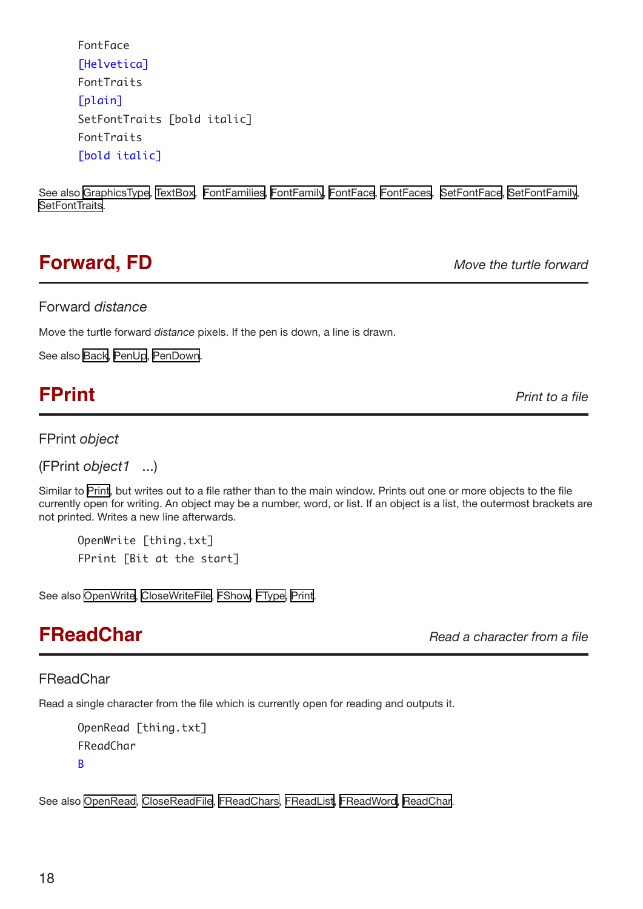```
FontFace
[Helvetica]
FontTraits
[plain]
SetFontTraits [bold italic]
FontTraits
[bold italic]
```

See also GraphicsType, TextBox, FontFamilies, FontFamily, FontFace, FontFaces, SetFontFace, SetFontFamily, SetFontTraits.

## Forward, FD

*Move the turtle forward*

### Forward *distance*

Move the turtle forward *distance* pixels. If the pen is down, a line is drawn.

See also Back, PenUp, PenDown.

## FPrint

*Print to a file*

### FPrint *object*

### (FPrint *object1* ...)

Similar to Print, but writes out to a file rather than to the main window. Prints out one or more objects to the file currently open for writing. An object may be a number, word, or list. If an object is a list, the outermost brackets are not printed. Writes a new line afterwards.

```
OpenWrite [thing.txt]
FPrint [Bit at the start]
```

See also OpenWrite, CloseWriteFile, FShow, FType, Print.

## FReadChar

*Read a character from a file*

### FReadChar

Read a single character from the file which is currently open for reading and outputs it.

```
OpenRead [thing.txt]
FReadChar
B
```

See also OpenRead, CloseReadFile, FReadChars, FReadList, FReadWord, ReadChar.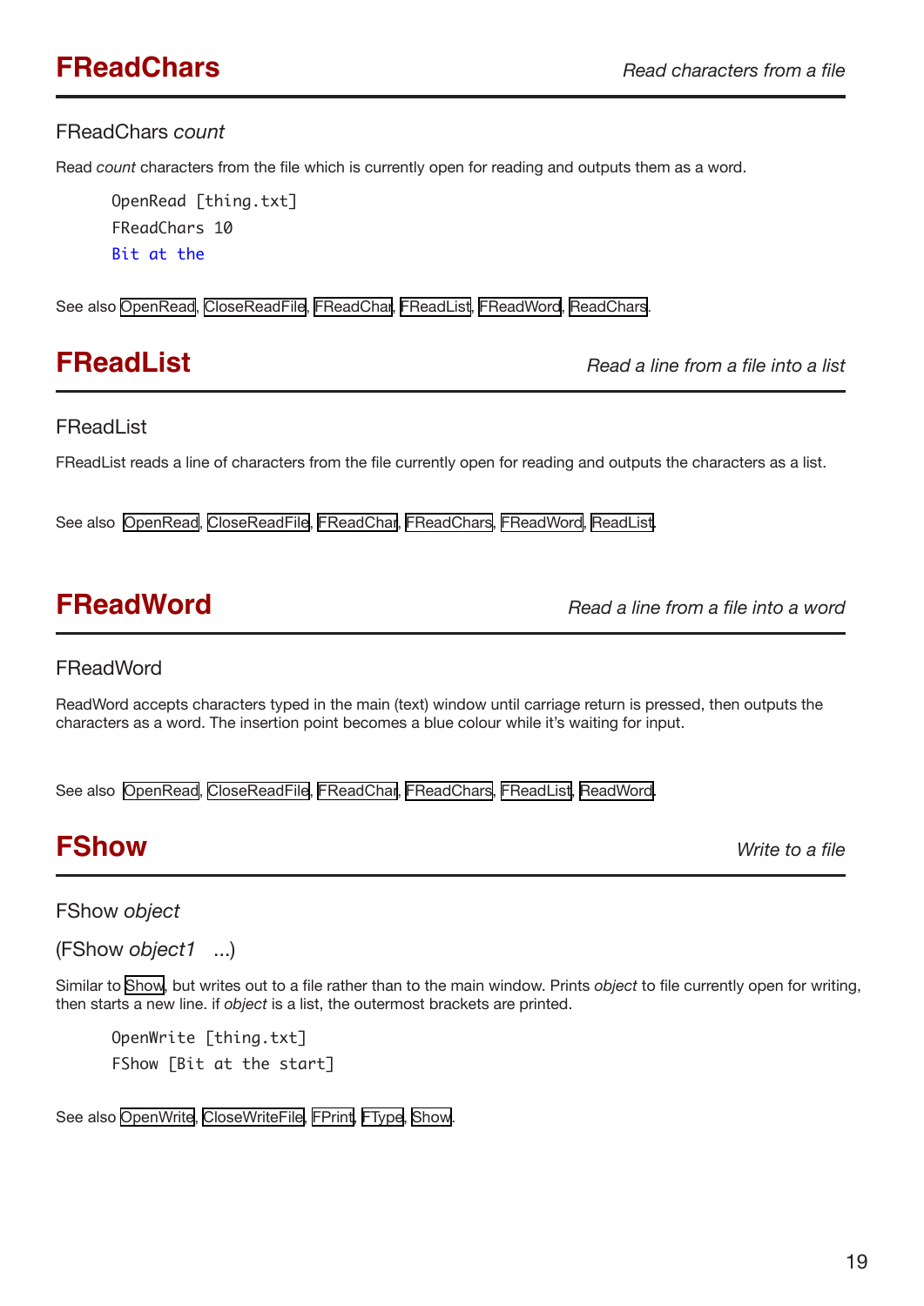## FReadChars

*Read characters from a file*

FReadChars *count*

Read *count* characters from the file which is currently open for reading and outputs them as a word.

```
OpenRead [thing.txt]
FReadChars 10
Bit at the
```

See also OpenRead, CloseReadFile, FReadChar, FReadList, FReadWord, ReadChars.

## FReadList

*Read a line from a file into a list*

FReadList

FReadList reads a line of characters from the file currently open for reading and outputs the characters as a list.

See also OpenRead, CloseReadFile, FReadChar, FReadChars, FReadWord, ReadList.

## FReadWord

*Read a line from a file into a word*

FReadWord

ReadWord accepts characters typed in the main (text) window until carriage return is pressed, then outputs the characters as a word. The insertion point becomes a blue colour while it's waiting for input.

See also OpenRead, CloseReadFile, FReadChar, FReadChars, FReadList, ReadWord.

## FShow

*Write to a file*

FShow *object*

(FShow *object1* ...)

Similar to Show, but writes out to a file rather than to the main window. Prints *object* to file currently open for writing, then starts a new line. if *object* is a list, the outermost brackets are printed.

```
OpenWrite [thing.txt]
FShow [Bit at the start]
```

See also OpenWrite, CloseWriteFile, FPrint, FType, Show.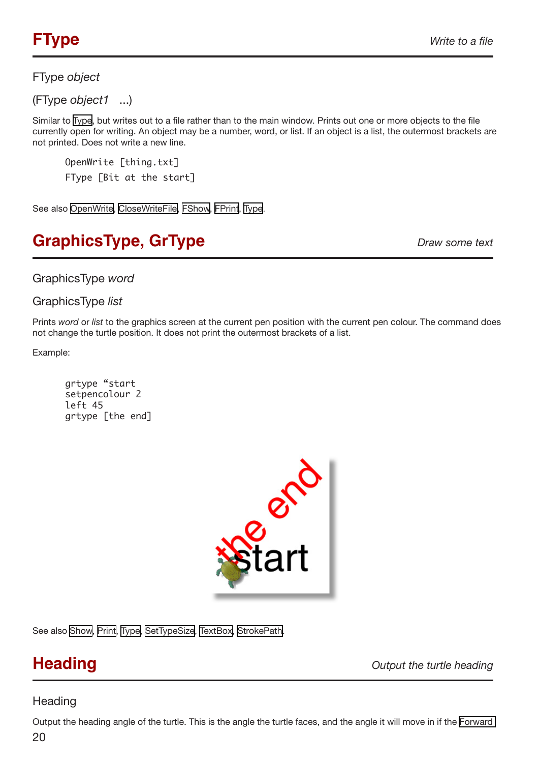## FType

*Write to a file*

FType *object*

(FType *object1* ...)

Similar to Type, but writes out to a file rather than to the main window. Prints out one or more objects to the file currently open for writing. An object may be a number, word, or list. If an object is a list, the outermost brackets are not printed. Does not write a new line.

```
OpenWrite [thing.txt]
FType [Bit at the start]
```

See also OpenWrite, CloseWriteFile, FShow, FPrint, Type.

## GraphicsType, GrType

*Draw some text*

GraphicsType *word*

GraphicsType *list*

Prints *word* or *list* to the graphics screen at the current pen position with the current pen colour. The command does not change the turtle position. It does not print the outermost brackets of a list.

Example:

```
grtype “start
setpencolour 2
left 45
grtype [the end]
```

See also Show, Print, Type, SetTypeSize, TextBox, StrokePath.

## Heading

*Output the turtle heading*

Heading

Output the heading angle of the turtle. This is the angle the turtle faces, and the angle it will move in if the Forward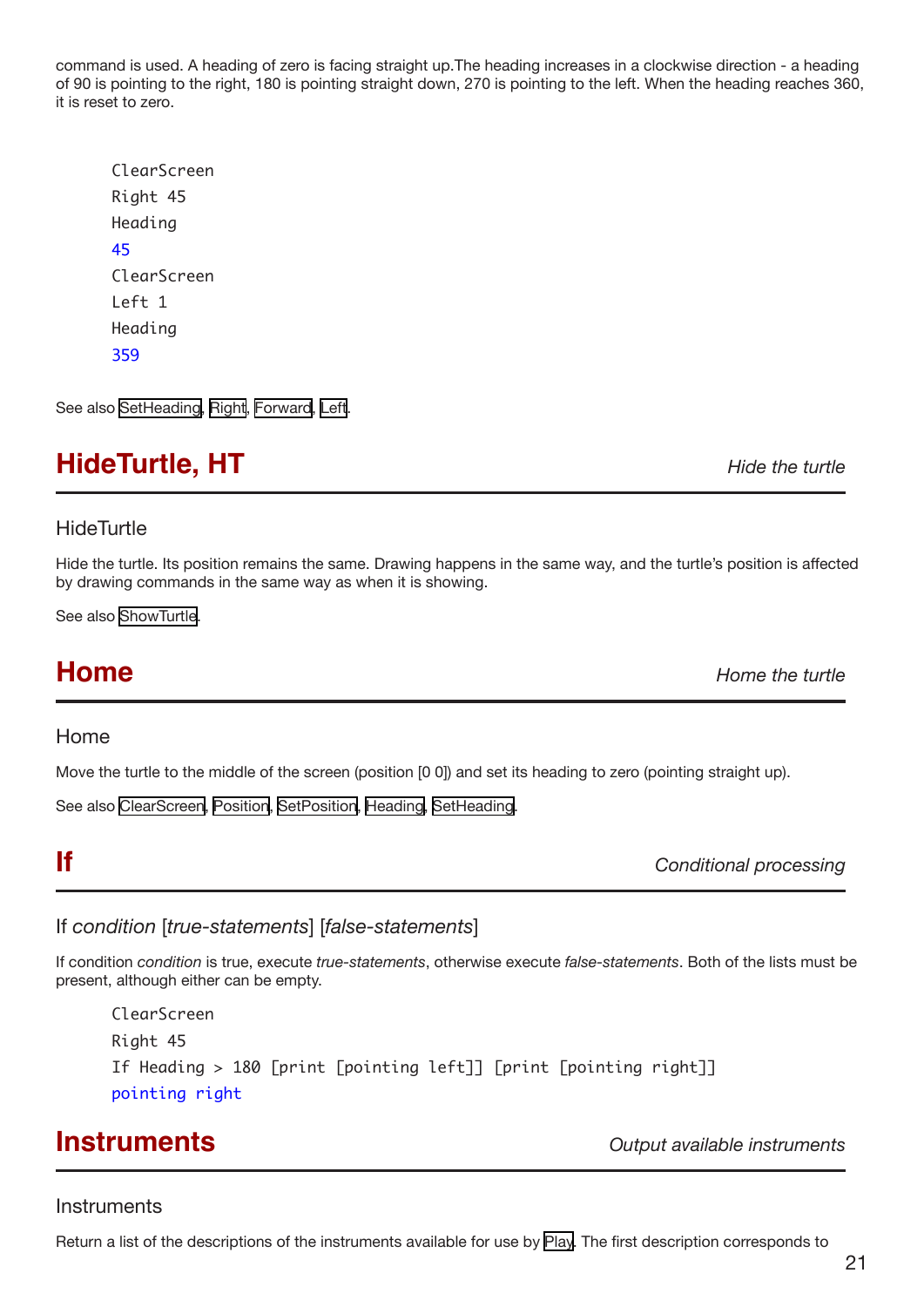command is used. A heading of zero is facing straight up.The heading increases in a clockwise direction - a heading of 90 is pointing to the right, 180 is pointing straight down, 270 is pointing to the left. When the heading reaches 360, it is reset to zero.

```
ClearScreen
Right 45
Heading
45
ClearScreen
Left 1
Heading
359
```

See also SetHeading, Right, Forward, Left.

## HideTurtle, HT

*Hide the turtle*

HideTurtle

Hide the turtle. Its position remains the same. Drawing happens in the same way, and the turtle's position is affected by drawing commands in the same way as when it is showing.

See also ShowTurtle.

## Home

*Home the turtle*

Home

Move the turtle to the middle of the screen (position [0 0]) and set its heading to zero (pointing straight up).

See also ClearScreen, Position, SetPosition, Heading, SetHeading.

## If

*Conditional processing*

If *condition* [*true-statements*] [*false-statements*]

If condition *condition* is true, execute *true-statements*, otherwise execute *false-statements*. Both of the lists must be present, although either can be empty.

```
ClearScreen
Right 45
If Heading > 180 [print [pointing left]] [print [pointing right]]
pointing right
```

## Instruments

*Output available instruments*

Instruments

Return a list of the descriptions of the instruments available for use by Play. The first description corresponds to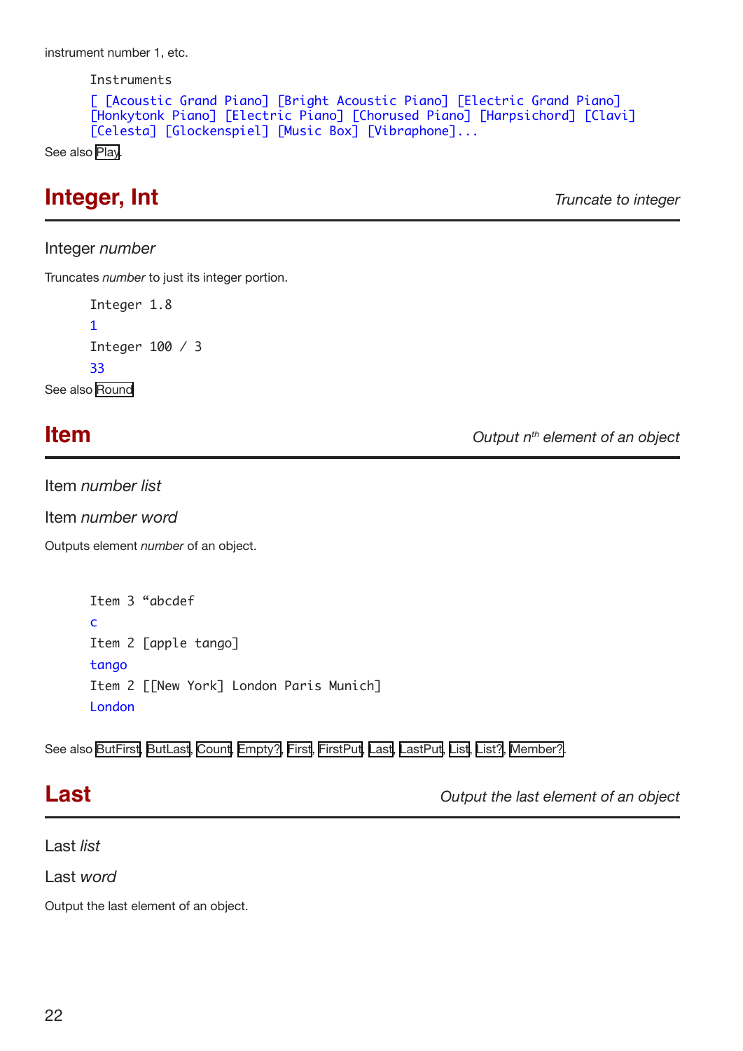instrument number 1, etc.

```
Instruments
[ [Acoustic Grand Piano] [Bright Acoustic Piano] [Electric Grand Piano]
[Honkytonk Piano] [Electric Piano] [Chorused Piano] [Harpsichord] [Clavi]
[Celesta] [Glockenspiel] [Music Box] [Vibraphone]...
```

See also Play.

## Integer, Int

*Truncate to integer*

Integer *number*

Truncates *number* to just its integer portion.

```
Integer 1.8
1
Integer 100 / 3
33
```

See also Round

## Item

*Output nth element of an object*

Item *number list*

Item *number word*

Outputs element *number* of an object.

```
Item 3 “abcdef
c
Item 2 [apple tango]
tango
Item 2 [[New York] London Paris Munich]
London
```

See also ButFirst, ButLast, Count, Empty?, First, FirstPut, Last, LastPut, List, List?, Member?.

## Last

*Output the last element of an object*

Last *list*

Last *word*

Output the last element of an object.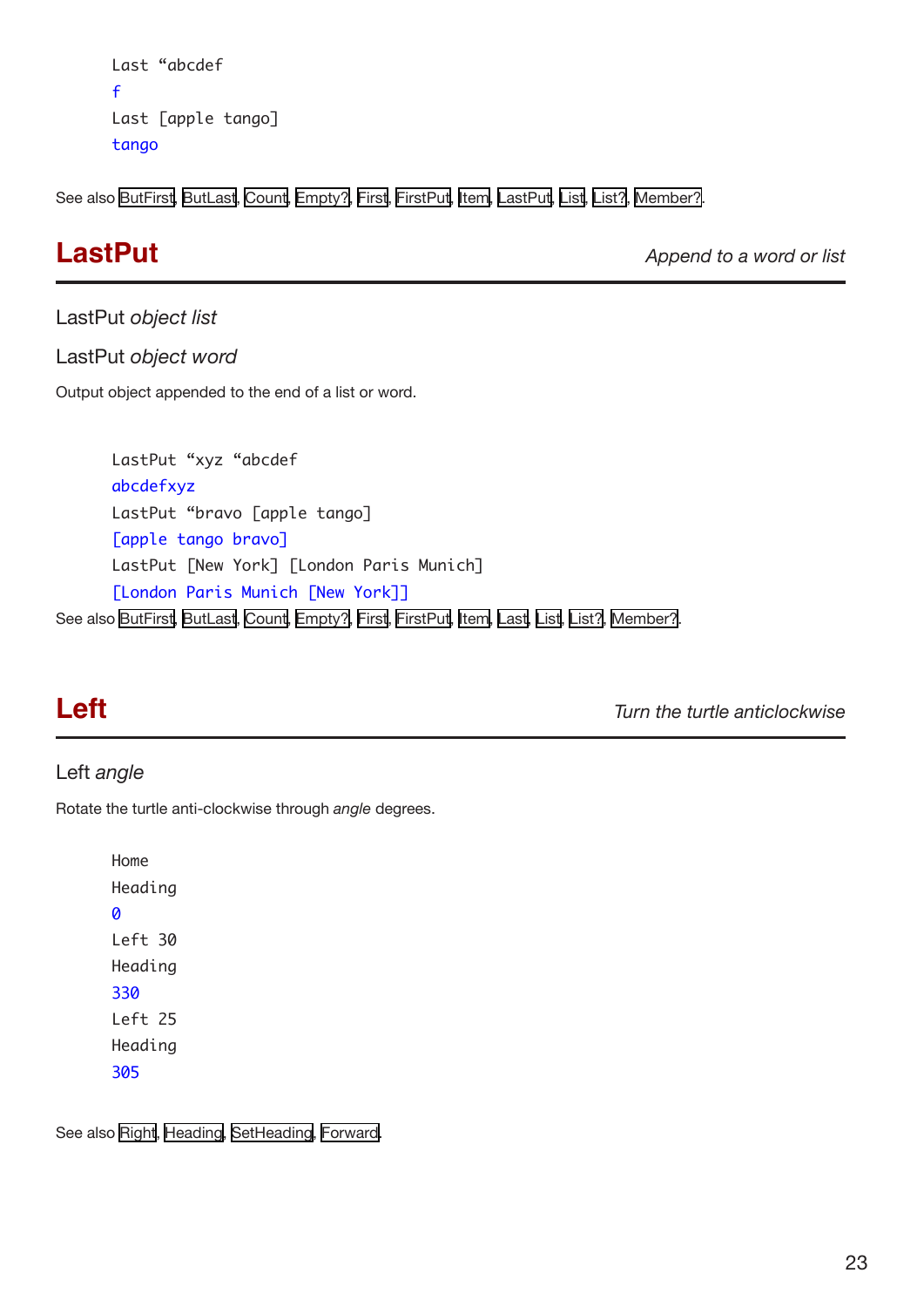```
Last “abcdef
f
Last [apple tango]
tango
```

See also ButFirst, ButLast, Count, Empty?, First, FirstPut, Item, LastPut, List, List?, Member?.

## LastPut

*Append to a word or list*

LastPut *object list*

LastPut *object word*

Output object appended to the end of a list or word.

```
LastPut “xyz “abcdef
abcdefxyz
LastPut “bravo [apple tango]
[apple tango bravo]
LastPut [New York] [London Paris Munich]
[London Paris Munich [New York]]
```

See also ButFirst, ButLast, Count, Empty?, First, FirstPut, Item, Last, List, List?, Member?.

## Left

*Turn the turtle anticlockwise*

Left *angle*

Rotate the turtle anti-clockwise through *angle* degrees.

```
Home
Heading
0
Left 30
Heading
330
Left 25
Heading
305
```

See also Right, Heading, SetHeading, Forward.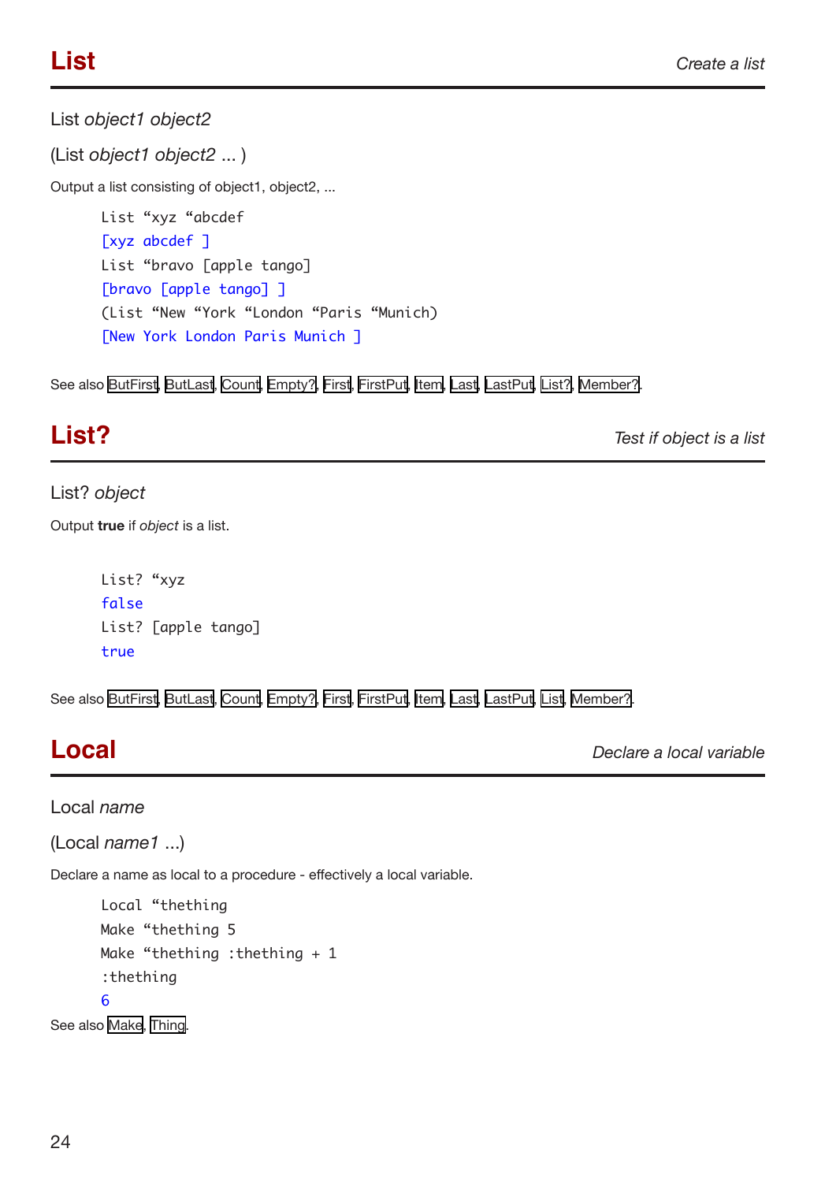## List

*Create a list*

List *object1 object2*

(List *object1 object2* ... )

Output a list consisting of object1, object2, ...

```
List “xyz “abcdef
[xyz abcdef ]
List “bravo [apple tango]
[bravo [apple tango] ]
(List “New “York “London “Paris “Munich)
[New York London Paris Munich ]
```

See also ButFirst, ButLast, Count, Empty?, First, FirstPut, Item, Last, LastPut, List?, Member?.

## List?

*Test if object is a list*

List? *object*

Output **true** if *object* is a list.

```
List? “xyz
false
List? [apple tango]
true
```

See also ButFirst, ButLast, Count, Empty?, First, FirstPut, Item, Last, LastPut, List, Member?.

## Local

*Declare a local variable*

Local *name*

(Local *name1* ...)

Declare a name as local to a procedure - effectively a local variable.

```
Local “thething
Make “thething 5
Make “thething :thething + 1
:thething
6
```

See also Make, Thing.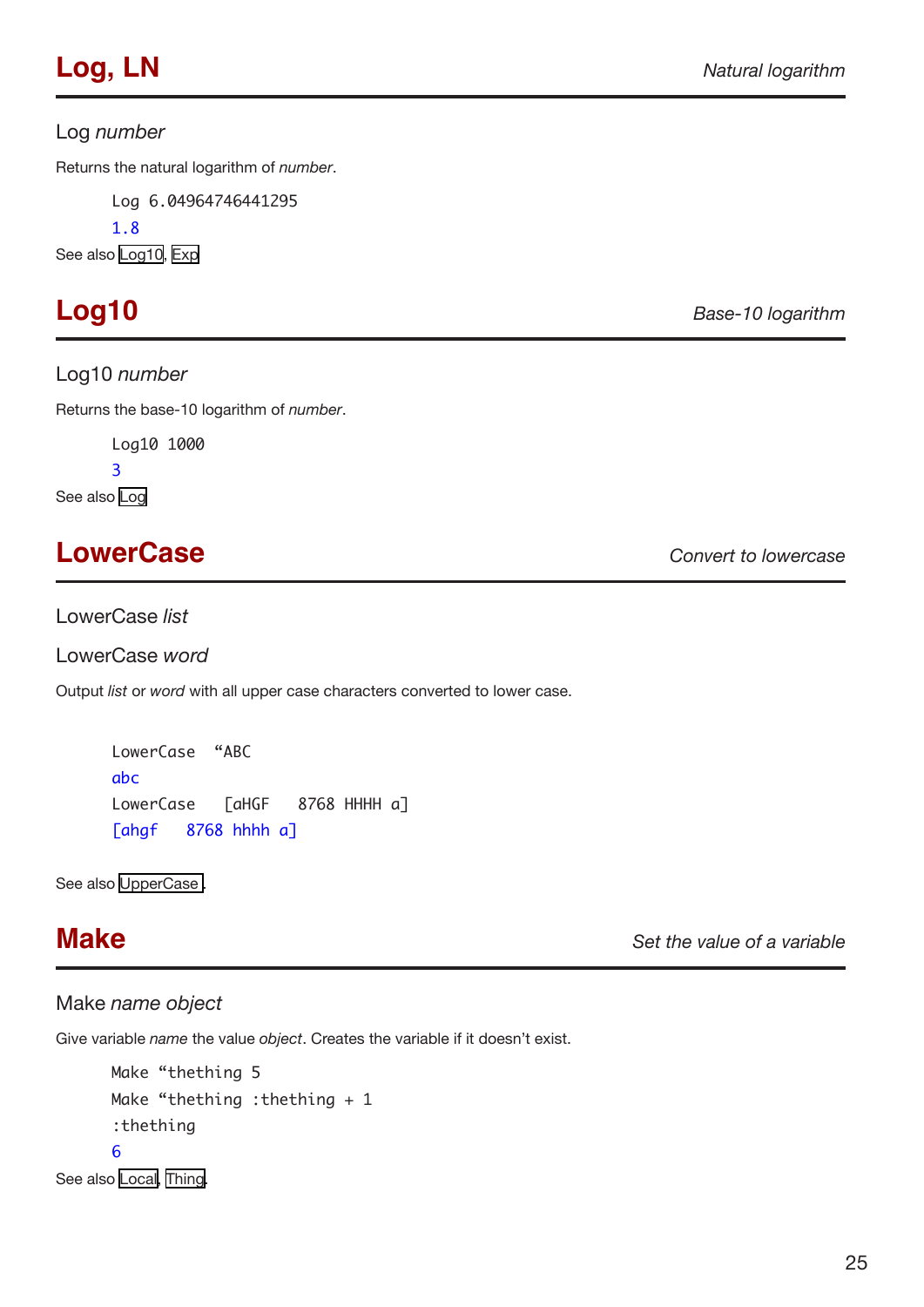## Log, LN

*Natural logarithm*

Log *number*

Returns the natural logarithm of *number*.

```
Log 6.04964746441295
1.8
```

See also Log10, Exp

## Log10

*Base-10 logarithm*

Log10 *number*

Returns the base-10 logarithm of *number*.

```
Log10 1000
3
```

See also Log

## LowerCase

*Convert to lowercase*

LowerCase *list*

LowerCase *word*

Output *list* or *word* with all upper case characters converted to lower case.

```
LowerCase  “ABC
abc
LowerCase  [aHGF  8768 HHHH a]
[ahgf  8768 hhhh a]
```

See also UpperCase.

## Make

*Set the value of a variable*

Make *name object*

Give variable *name* the value *object*. Creates the variable if it doesn’t exist.

```
Make “thething 5
Make “thething :thething + 1
:thething
6
```

See also Local, Thing.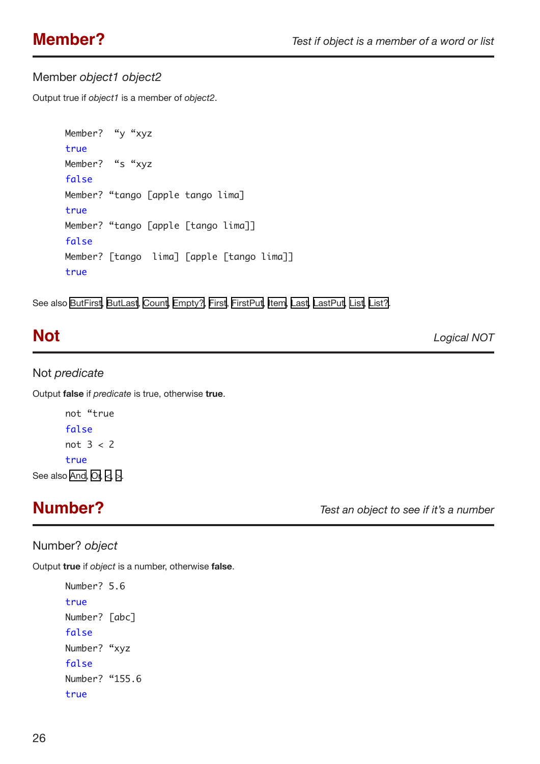## Member?

*Test if object is a member of a word or list*

Member *object1 object2*

Output true if *object1* is a member of *object2*.

```
Member?  “y “xyz
true
Member?  “s “xyz
false
Member? “tango [apple tango lima]
true
Member? “tango [apple [tango lima]]
false
Member? [tango  lima] [apple [tango lima]]
true
```

See also ButFirst, ButLast, Count, Empty?, First, FirstPut, Item, Last, LastPut, List, List?.

## Not

*Logical NOT*

Not *predicate*

Output **false** if *predicate* is true, otherwise **true**.

```
not “true
false
not 3 < 2
true
```

See also And, Or, <, >.

## Number?

*Test an object to see if it’s a number*

Number? *object*

Output **true** if *object* is a number, otherwise **false**.

```
Number? 5.6
true
Number? [abc]
false
Number? “xyz
false
Number? “155.6
true
```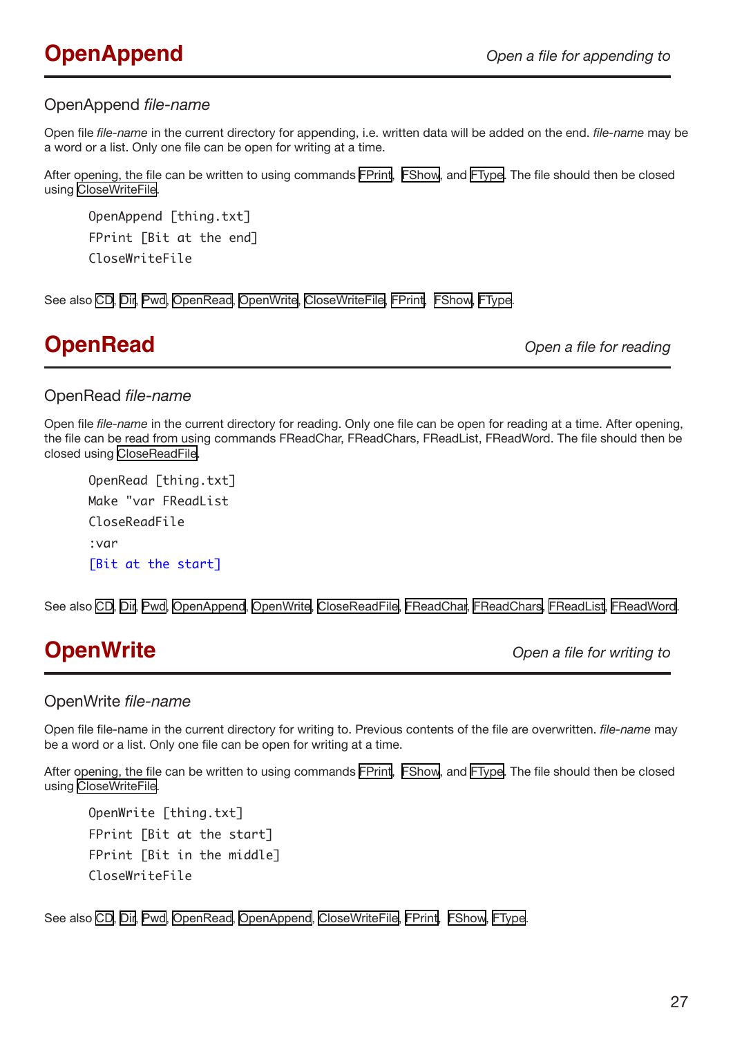## OpenAppend

*Open a file for appending to*

OpenAppend *file-name*

Open file *file-name* in the current directory for appending, i.e. written data will be added on the end. *file-name* may be a word or a list. Only one file can be open for writing at a time.

After opening, the file can be written to using commands FPrint, FShow, and FType. The file should then be closed using CloseWriteFile.

```
OpenAppend [thing.txt]
FPrint [Bit at the end]
CloseWriteFile
```

See also CD, Dir, Pwd, OpenRead, OpenWrite, CloseWriteFile, FPrint, FShow, FType.

## OpenRead

*Open a file for reading*

OpenRead *file-name*

Open file *file-name* in the current directory for reading. Only one file can be open for reading at a time. After opening, the file can be read from using commands FReadChar, FReadChars, FReadList, FReadWord. The file should then be closed using CloseReadFile.

```
OpenRead [thing.txt]
Make "var FReadList
CloseReadFile
:var
[Bit at the start]
```

See also CD, Dir, Pwd, OpenAppend, OpenWrite, CloseReadFile, FReadChar, FReadChars, FReadList, FReadWord.

## OpenWrite

*Open a file for writing to*

OpenWrite *file-name*

Open file file-name in the current directory for writing to. Previous contents of the file are overwritten. *file-name* may be a word or a list. Only one file can be open for writing at a time.

After opening, the file can be written to using commands FPrint, FShow, and FType. The file should then be closed using CloseWriteFile.

```
OpenWrite [thing.txt]
FPrint [Bit at the start]
FPrint [Bit in the middle]
CloseWriteFile
```

See also CD, Dir, Pwd, OpenRead, OpenAppend, CloseWriteFile, FPrint, FShow, FType.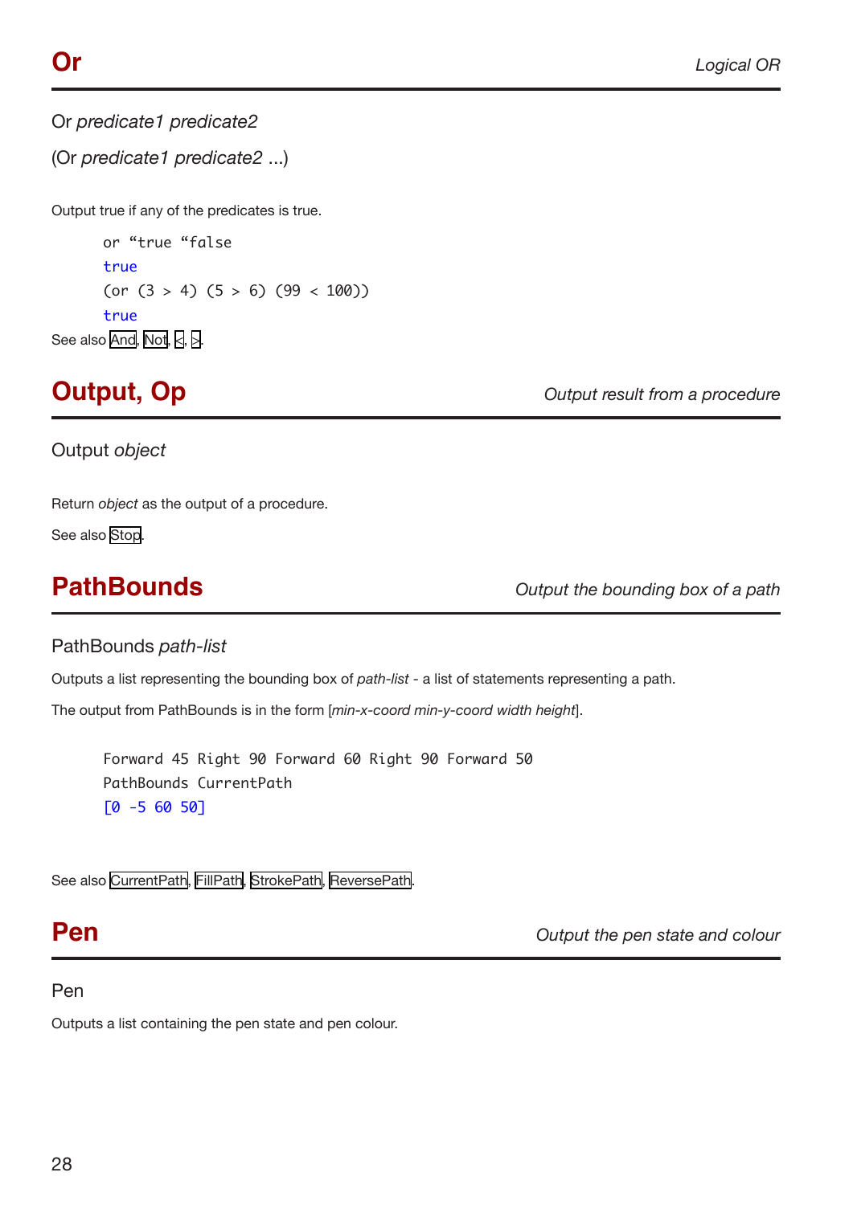## Or

*Logical OR*

Or *predicate1 predicate2*

(Or *predicate1 predicate2* ...)

Output true if any of the predicates is true.

```
or “true “false
true
(or (3 > 4) (5 > 6) (99 < 100))
true
```

See also And, Not, <, >.

## Output, Op

*Output result from a procedure*

Output *object*

Return *object* as the output of a procedure.

See also Stop.

## PathBounds

*Output the bounding box of a path*

PathBounds *path-list*

Outputs a list representing the bounding box of *path-list* - a list of statements representing a path.

The output from PathBounds is in the form [*min-x-coord min-y-coord width height*].

```
Forward 45 Right 90 Forward 60 Right 90 Forward 50
PathBounds CurrentPath
[0 -5 60 50]
```

See also CurrentPath, FillPath, StrokePath, ReversePath.

## Pen

*Output the pen state and colour*

Pen

Outputs a list containing the pen state and pen colour.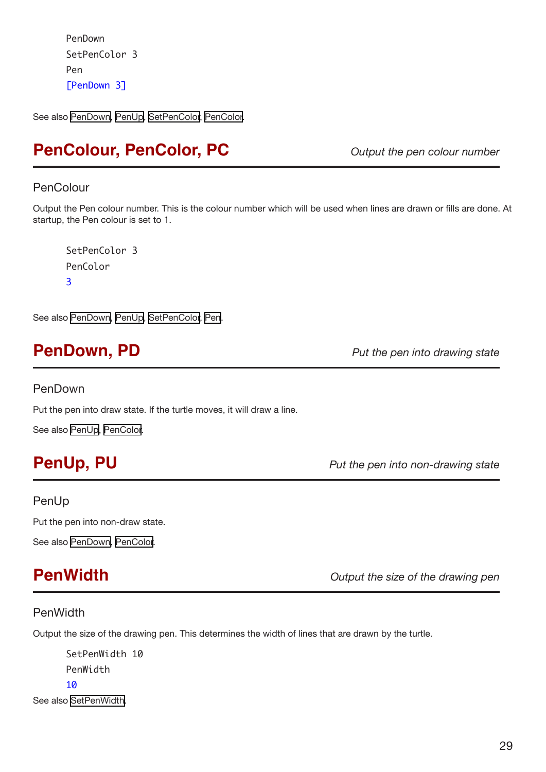```
PenDown
SetPenColor 3
Pen
[PenDown 3]
```

See also PenDown, PenUp, SetPenColor, PenColor.

## PenColour, PenColor, PC

*Output the pen colour number*

PenColour

Output the Pen colour number. This is the colour number which will be used when lines are drawn or fills are done. At startup, the Pen colour is set to 1.

```
SetPenColor 3
PenColor
3
```

See also PenDown, PenUp, SetPenColor, Pen.

## PenDown, PD

*Put the pen into drawing state*

PenDown

Put the pen into draw state. If the turtle moves, it will draw a line.

See also PenUp, PenColor.

## PenUp, PU

*Put the pen into non-drawing state*

PenUp

Put the pen into non-draw state.

See also PenDown, PenColor.

## PenWidth

*Output the size of the drawing pen*

PenWidth

Output the size of the drawing pen. This determines the width of lines that are drawn by the turtle.

```
SetPenWidth 10
PenWidth
10
```

See also SetPenWidth.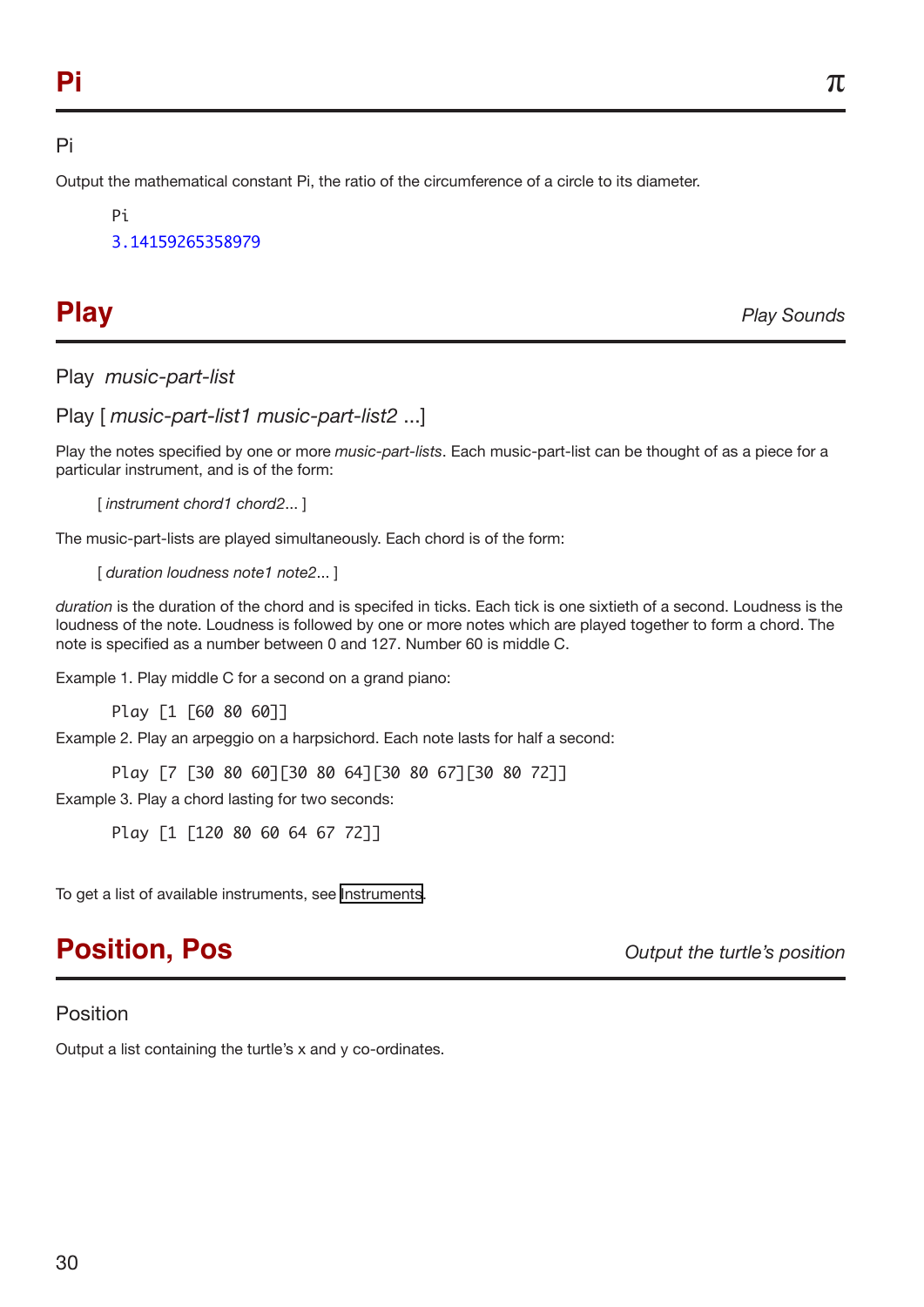## Pi

π

Pi

Output the mathematical constant Pi, the ratio of the circumference of a circle to its diameter.

```
Pi
3.14159265358979
```

## Play

*Play Sounds*

Play *music-part-list*

Play [ *music-part-list1 music-part-list2* ...]

Play the notes specified by one or more *music-part-lists*. Each music-part-list can be thought of as a piece for a particular instrument, and is of the form:

[ *instrument chord1 chord2*... ]

The music-part-lists are played simultaneously. Each chord is of the form:

[ *duration loudness note1 note2*... ]

*duration* is the duration of the chord and is specifed in ticks. Each tick is one sixtieth of a second. Loudness is the loudness of the note. Loudness is followed by one or more notes which are played together to form a chord. The note is specified as a number between 0 and 127. Number 60 is middle C.

Example 1. Play middle C for a second on a grand piano:

```
Play [1 [60 80 60]]
```

Example 2. Play an arpeggio on a harpsichord. Each note lasts for half a second:

```
Play [7 [30 80 60][30 80 64][30 80 67][30 80 72]]
```

Example 3. Play a chord lasting for two seconds:

```
Play [1 [120 80 60 64 67 72]]
```

To get a list of available instruments, see Instruments.

## Position, Pos

*Output the turtle's position*

Position

Output a list containing the turtle's x and y co-ordinates.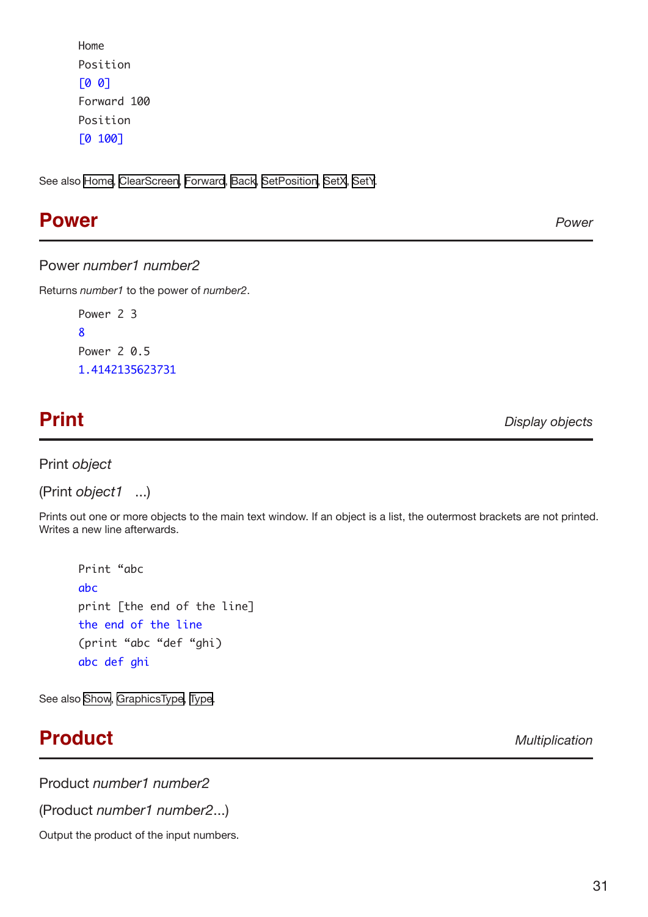```
Home
Position
[0 0]
Forward 100
Position
[0 100]
```

See also Home, ClearScreen, Forward, Back, SetPosition, SetX, SetY.

## Power

*Power*

Power *number1 number2*

Returns *number1* to the power of *number2*.

```
Power 2 3
8
Power 2 0.5
1.4142135623731
```

## Print

*Display objects*

Print *object*

(Print *object1* ...)

Prints out one or more objects to the main text window. If an object is a list, the outermost brackets are not printed. Writes a new line afterwards.

```
Print “abc
abc
print [the end of the line]
the end of the line
(print “abc “def “ghi)
abc def ghi
```

See also Show, GraphicsType, Type.

## Product

*Multiplication*

Product *number1 number2*

(Product *number1 number2*...)

Output the product of the input numbers.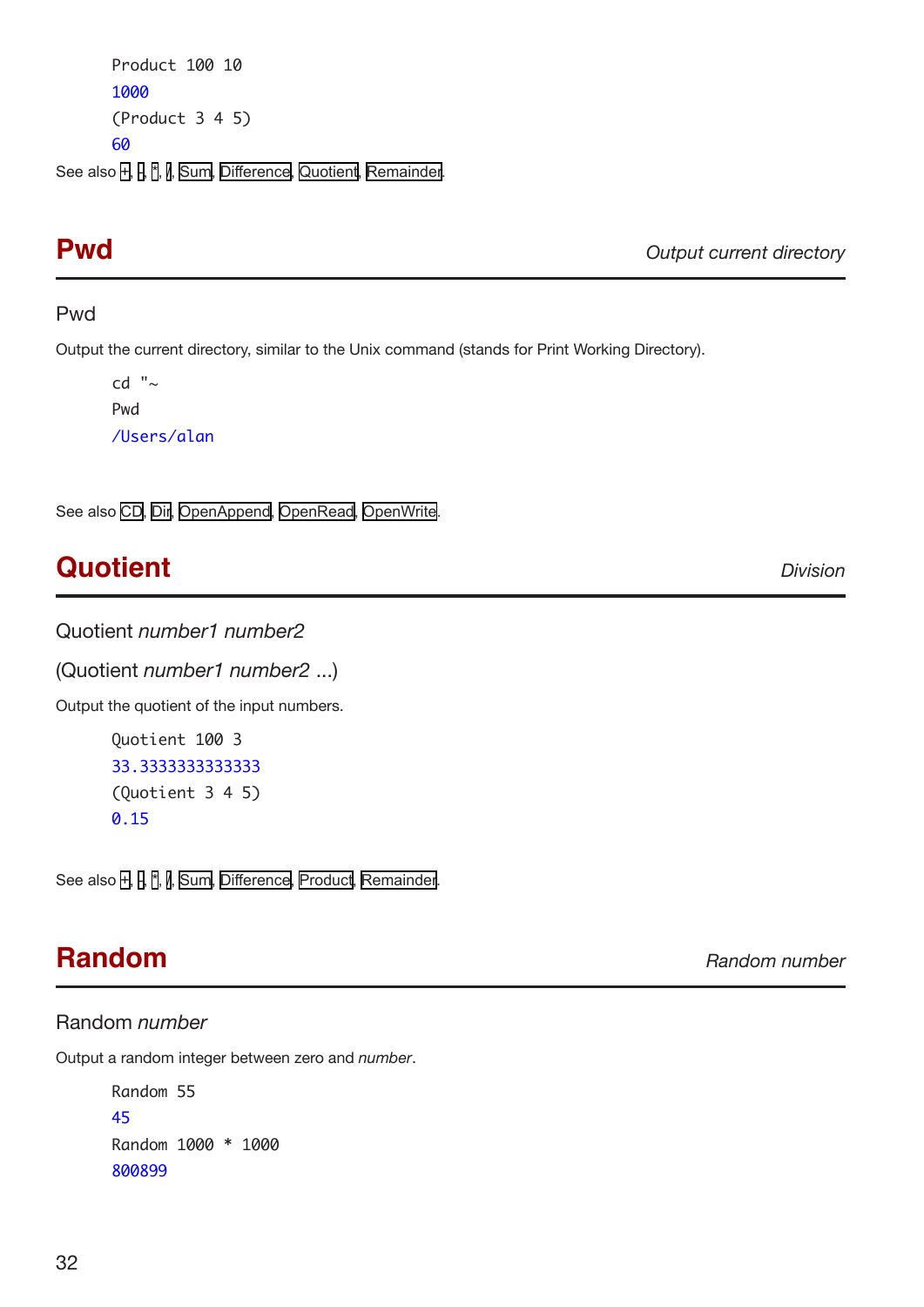```
Product 100 10
1000
(Product 3 4 5)
60
```

See also +, -, *, /, Sum, Difference, Quotient, Remainder.

## Pwd

*Output current directory*

Pwd

Output the current directory, similar to the Unix command (stands for Print Working Directory).

```
cd "~
Pwd
/Users/alan
```

See also CD, Dir, OpenAppend, OpenRead, OpenWrite.

## Quotient

*Division*

Quotient *number1 number2*

(Quotient *number1 number2* ...)

Output the quotient of the input numbers.

```
Quotient 100 3
33.3333333333333
(Quotient 3 4 5)
0.15
```

See also +, -, *, /, Sum, Difference, Product, Remainder.

## Random

*Random number*

Random *number*

Output a random integer between zero and *number*.

```
Random 55
45
Random 1000 * 1000
800899
```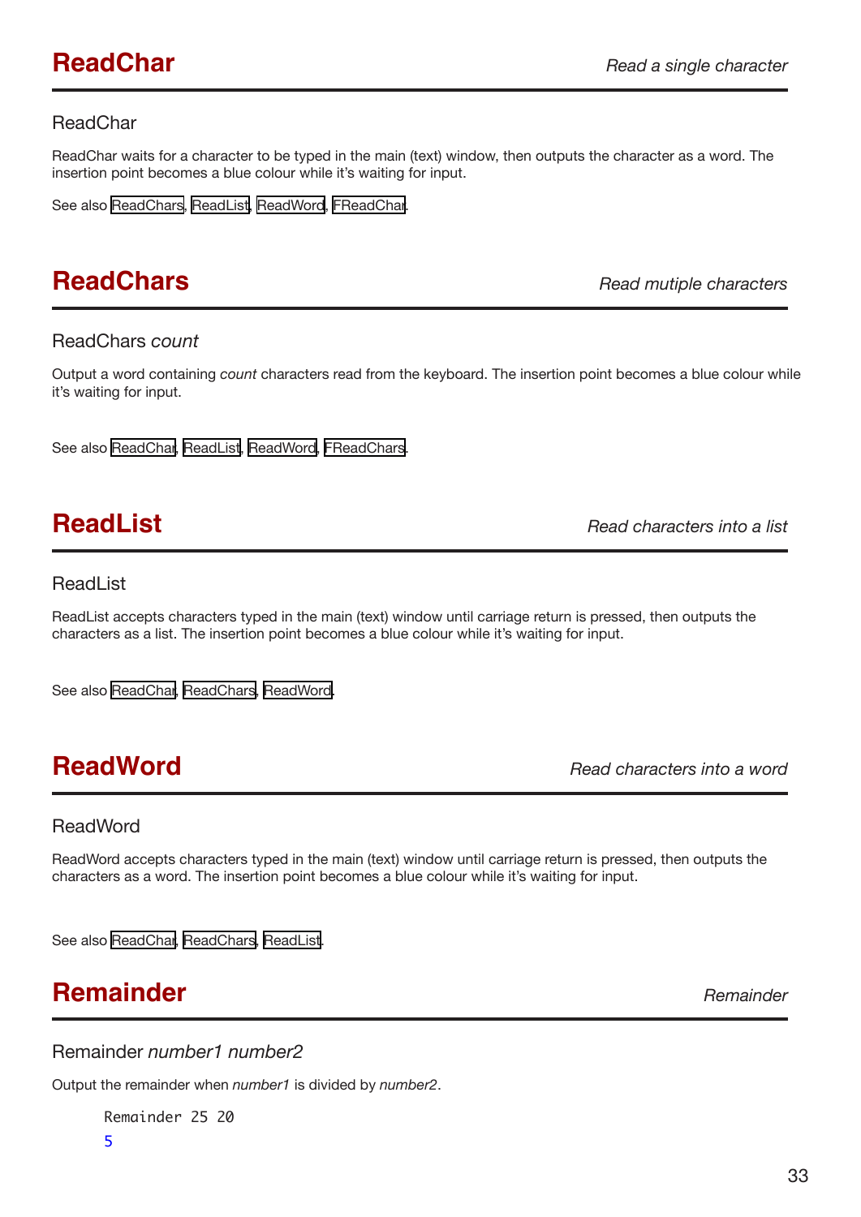## ReadChar

*Read a single character*

ReadChar

ReadChar waits for a character to be typed in the main (text) window, then outputs the character as a word. The insertion point becomes a blue colour while it's waiting for input.

See also ReadChars, ReadList, ReadWord, FReadChar.

## ReadChars

*Read mutiple characters*

ReadChars *count*

Output a word containing *count* characters read from the keyboard. The insertion point becomes a blue colour while it's waiting for input.

See also ReadChar, ReadList, ReadWord, FReadChars.

## ReadList

*Read characters into a list*

ReadList

ReadList accepts characters typed in the main (text) window until carriage return is pressed, then outputs the characters as a list. The insertion point becomes a blue colour while it's waiting for input.

See also ReadChar, ReadChars, ReadWord.

## ReadWord

*Read characters into a word*

ReadWord

ReadWord accepts characters typed in the main (text) window until carriage return is pressed, then outputs the characters as a word. The insertion point becomes a blue colour while it's waiting for input.

See also ReadChar, ReadChars, ReadList.

## Remainder

*Remainder*

Remainder *number1 number2*

Output the remainder when *number1* is divided by *number2*.

```
Remainder 25 20
5
```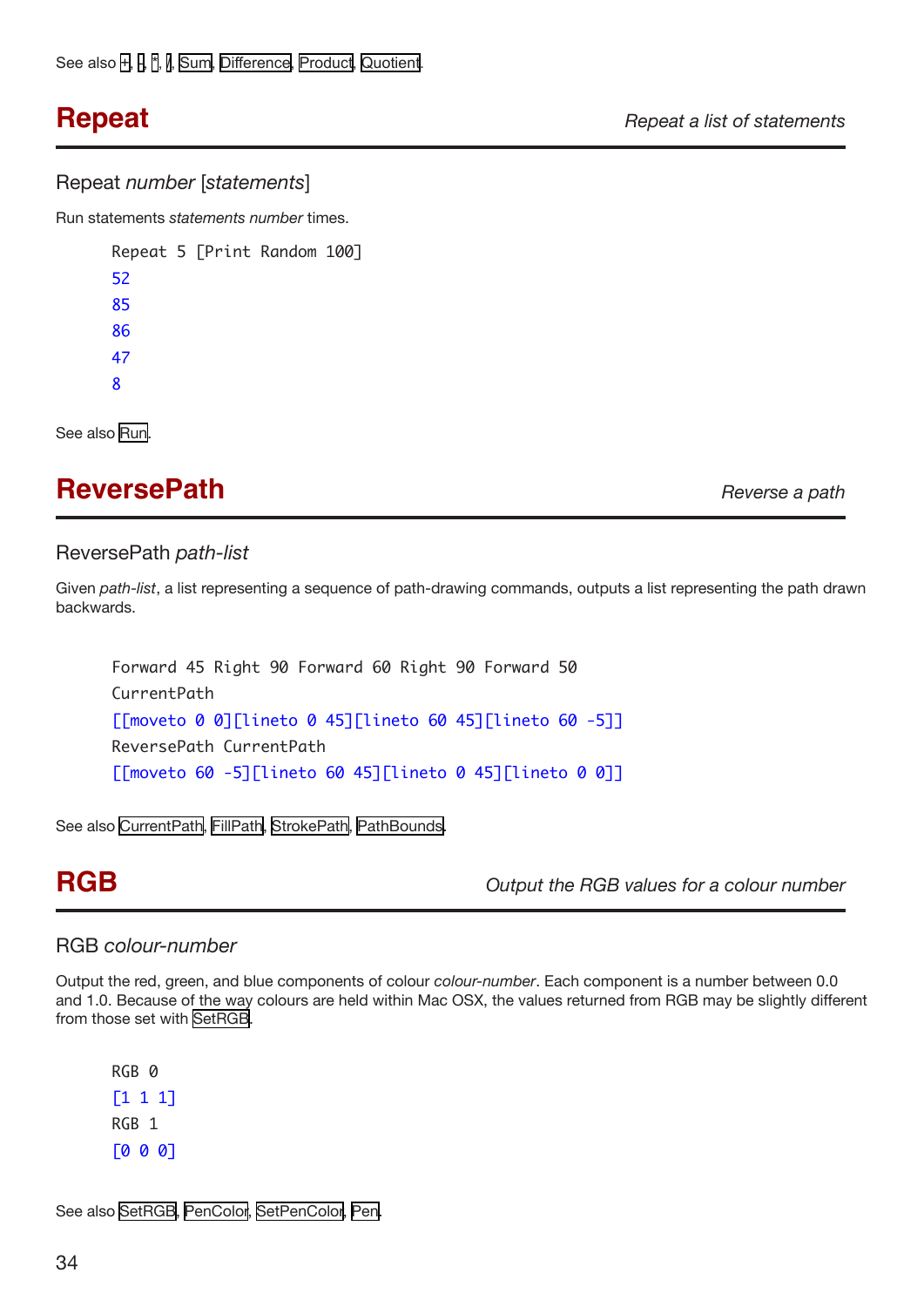See also +, -, *, /, Sum, Difference, Product, Quotient.

## Repeat

*Repeat a list of statements*

### Repeat *number* [*statements*]

Run statements *statements number* times.

```
Repeat 5 [Print Random 100]
52
85
86
47
8
```

See also Run.

## ReversePath

*Reverse a path*

### ReversePath *path-list*

Given *path-list*, a list representing a sequence of path-drawing commands, outputs a list representing the path drawn backwards.

```
Forward 45 Right 90 Forward 60 Right 90 Forward 50
CurrentPath
[[moveto 0 0][lineto 0 45][lineto 60 45][lineto 60 -5]]
ReversePath CurrentPath
[[moveto 60 -5][lineto 60 45][lineto 0 45][lineto 0 0]]
```

See also CurrentPath, FillPath, StrokePath, PathBounds.

## RGB

*Output the RGB values for a colour number*

### RGB *colour-number*

Output the red, green, and blue components of colour *colour-number*. Each component is a number between 0.0 and 1.0. Because of the way colours are held within Mac OSX, the values returned from RGB may be slightly different from those set with SetRGB.

```
RGB 0
[1 1 1]
RGB 1
[0 0 0]
```

See also SetRGB, PenColor, SetPenColor, Pen.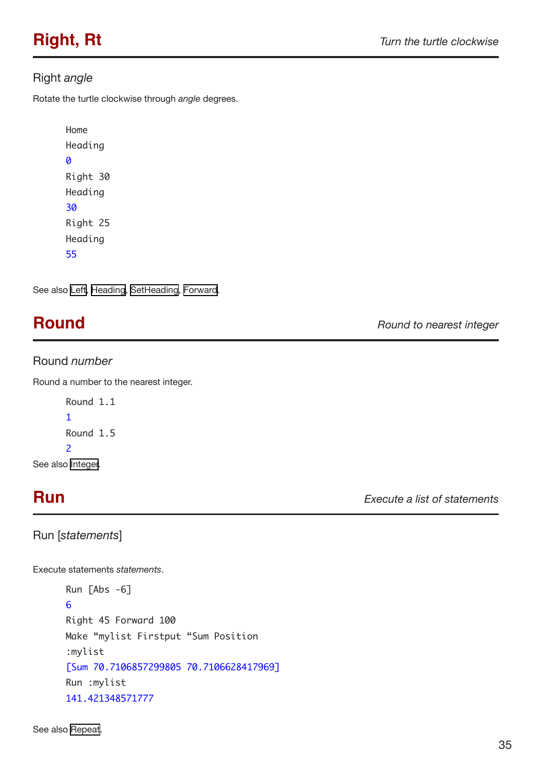## Right, Rt

*Turn the turtle clockwise*

Right *angle*

Rotate the turtle clockwise through *angle* degrees.

```
Home
Heading
0
Right 30
Heading
30
Right 25
Heading
55
```

See also Left, Heading, SetHeading, Forward.

## Round

*Round to nearest integer*

Round *number*

Round a number to the nearest integer.

```
Round 1.1
1
Round 1.5
2
```

See also Integer.

## Run

*Execute a list of statements*

Run [*statements*]

Execute statements *statements*.

```
Run [Abs -6]
6
Right 45 Forward 100
Make “mylist Firstput “Sum Position
:mylist
[Sum 70.7106857299805 70.7106628417969]
Run :mylist
141.421348571777
```

See also Repeat.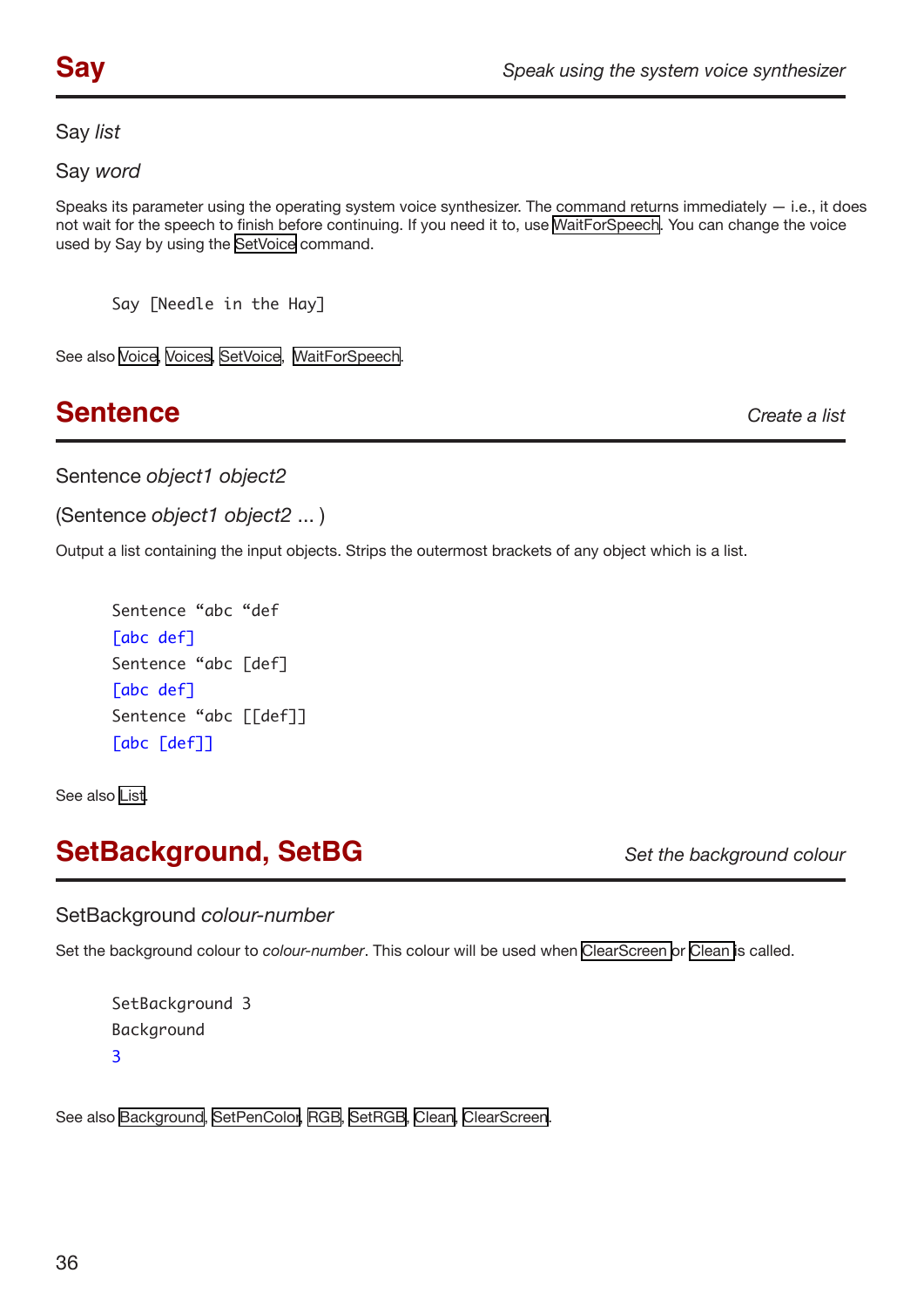## Say

*Speak using the system voice synthesizer*

Say *list*

Say *word*

Speaks its parameter using the operating system voice synthesizer. The command returns immediately — i.e., it does not wait for the speech to finish before continuing. If you need it to, use WaitForSpeech. You can change the voice used by Say by using the SetVoice command.

```
Say [Needle in the Hay]
```

See also Voice, Voices, SetVoice, WaitForSpeech.

## Sentence

*Create a list*

Sentence *object1 object2*

(Sentence *object1 object2* ... )

Output a list containing the input objects. Strips the outermost brackets of any object which is a list.

```
Sentence “abc “def
[abc def]
Sentence “abc [def]
[abc def]
Sentence “abc [[def]]
[abc [def]]
```

See also List.

## SetBackground, SetBG

*Set the background colour*

SetBackground *colour-number*

Set the background colour to *colour-number*. This colour will be used when ClearScreen or Clean is called.

```
SetBackground 3
Background
3
```

See also Background, SetPenColor, RGB, SetRGB, Clean, ClearScreen.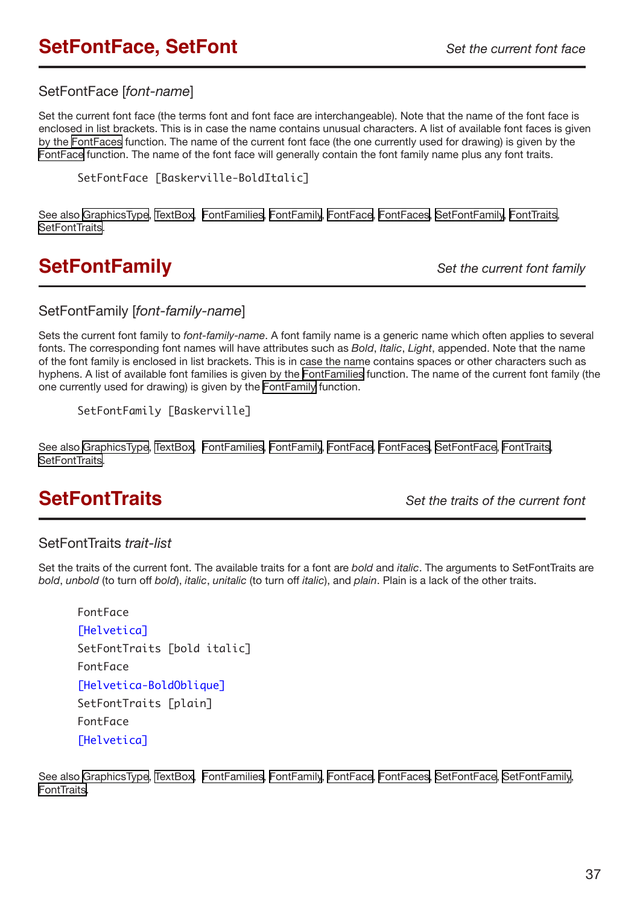# SetFontFace, SetFont

*Set the current font face*

SetFontFace [*font-name*]

Set the current font face (the terms font and font face are interchangeable). Note that the name of the font face is enclosed in list brackets. This is in case the name contains unusual characters. A list of available font faces is given by the FontFaces function. The name of the current font face (the one currently used for drawing) is given by the FontFace function. The name of the font face will generally contain the font family name plus any font traits.

```
SetFontFace [Baskerville-BoldItalic]
```

See also GraphicsType, TextBox, FontFamilies, FontFamily, FontFace, FontFaces, SetFontFamily, FontTraits, SetFontTraits.

# SetFontFamily

*Set the current font family*

SetFontFamily [*font-family-name*]

Sets the current font family to *font-family-name*. A font family name is a generic name which often applies to several fonts. The corresponding font names will have attributes such as *Bold*, *Italic*, *Light*, appended. Note that the name of the font family is enclosed in list brackets. This is in case the name contains spaces or other characters such as hyphens. A list of available font families is given by the FontFamilies function. The name of the current font family (the one currently used for drawing) is given by the FontFamily function.

```
SetFontFamily [Baskerville]
```

See also GraphicsType, TextBox, FontFamilies, FontFamily, FontFace, FontFaces, SetFontFace, FontTraits, SetFontTraits.

# SetFontTraits

*Set the traits of the current font*

SetFontTraits *trait-list*

Set the traits of the current font. The available traits for a font are *bold* and *italic*. The arguments to SetFontTraits are *bold*, *unbold* (to turn off *bold*), *italic*, *unitalic* (to turn off *italic*), and *plain*. Plain is a lack of the other traits.

```
FontFace
[Helvetica]
SetFontTraits [bold italic]
FontFace
[Helvetica-BoldOblique]
SetFontTraits [plain]
FontFace
[Helvetica]
```

See also GraphicsType, TextBox, FontFamilies, FontFamily, FontFace, FontFaces, SetFontFace, SetFontFamily, FontTraits.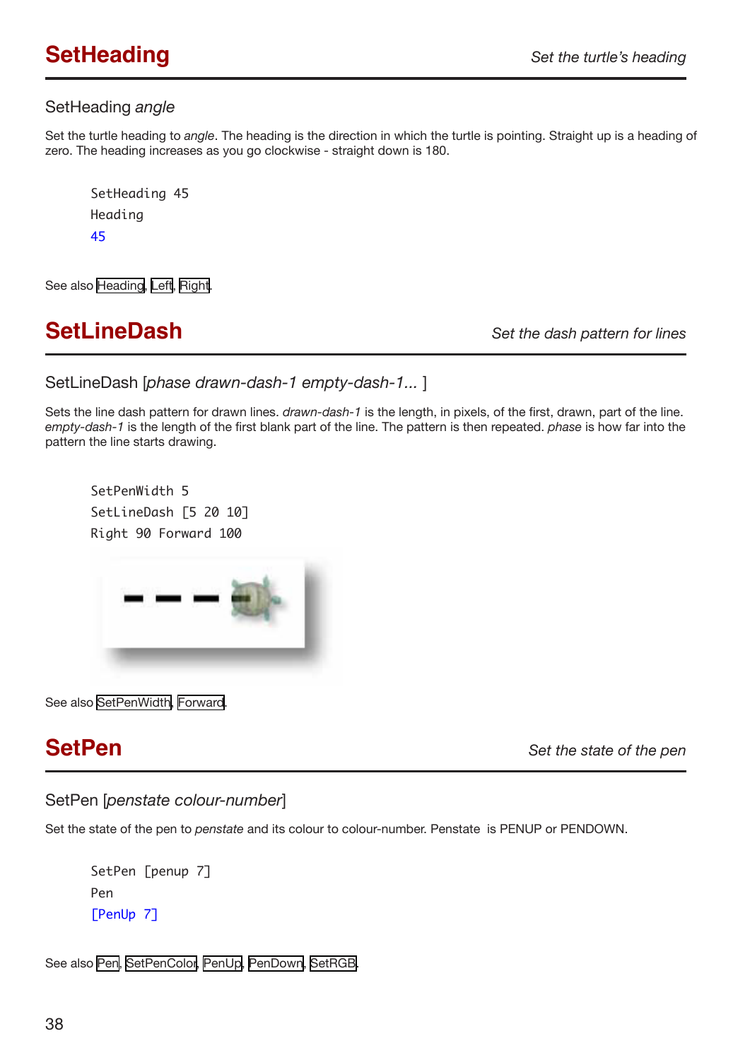## SetHeading

*Set the turtle's heading*

SetHeading *angle*

Set the turtle heading to *angle*. The heading is the direction in which the turtle is pointing. Straight up is a heading of zero. The heading increases as you go clockwise - straight down is 180.

```
SetHeading 45
Heading
45
```

See also Heading, Left, Right.

## SetLineDash

*Set the dash pattern for lines*

SetLineDash [*phase drawn-dash-1 empty-dash-1...* ]

Sets the line dash pattern for drawn lines. *drawn-dash-1* is the length, in pixels, of the first, drawn, part of the line. *empty-dash-1* is the length of the first blank part of the line. The pattern is then repeated. *phase* is how far into the pattern the line starts drawing.

```
SetPenWidth 5
SetLineDash [5 20 10]
Right 90 Forward 100
```

See also SetPenWidth, Forward.

## SetPen

*Set the state of the pen*

SetPen [*penstate colour-number*]

Set the state of the pen to *penstate* and its colour to colour-number. Penstate is PENUP or PENDOWN.

```
SetPen [penup 7]
Pen
[PenUp 7]
```

See also Pen, SetPenColor, PenUp, PenDown, SetRGB.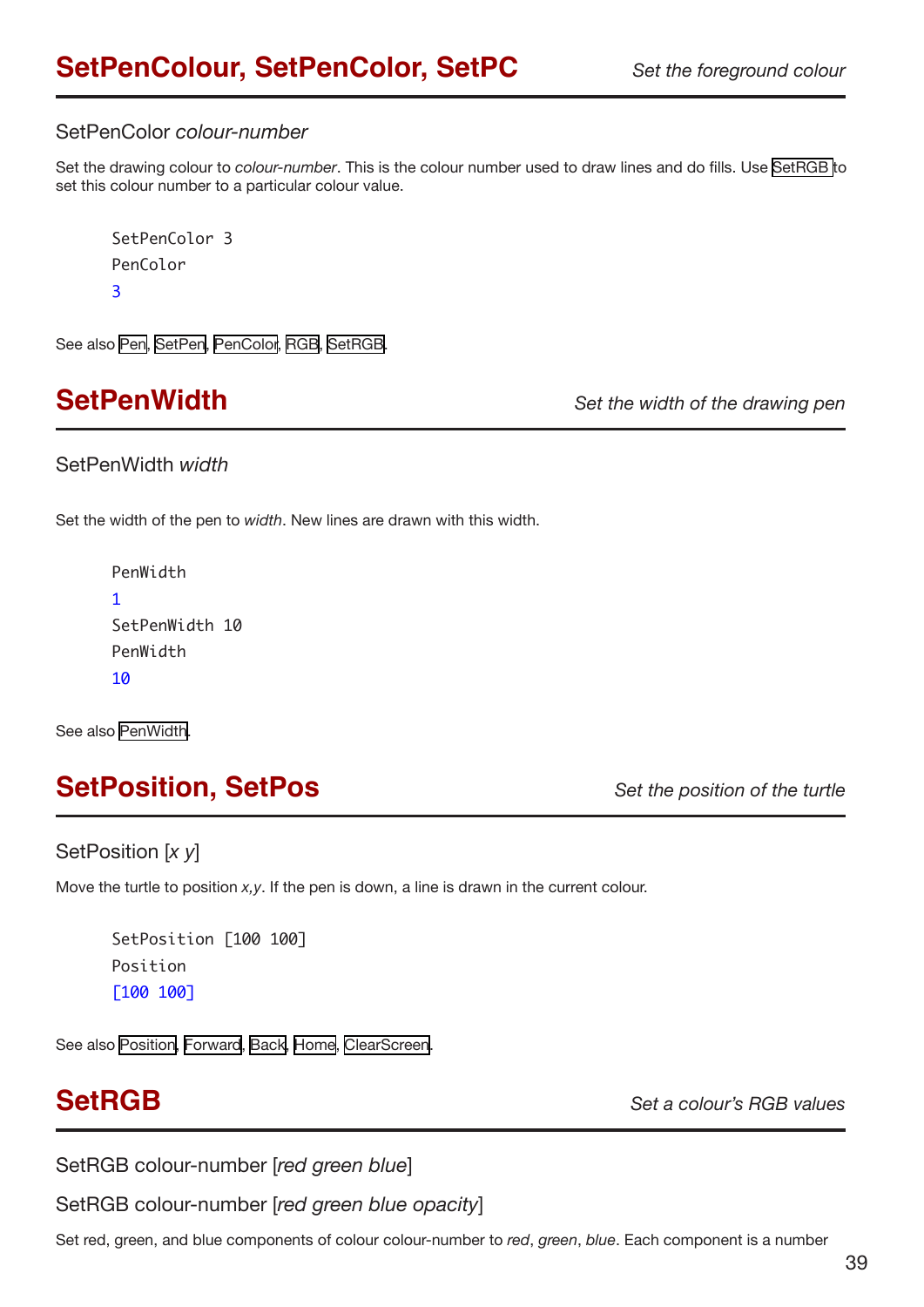## SetPenColour, SetPenColor, SetPC

*Set the foreground colour*

SetPenColor *colour-number*

Set the drawing colour to *colour-number*. This is the colour number used to draw lines and do fills. Use SetRGB to set this colour number to a particular colour value.

```
SetPenColor 3
PenColor
3
```

See also Pen, SetPen, PenColor, RGB, SetRGB.

## SetPenWidth

*Set the width of the drawing pen*

SetPenWidth *width*

Set the width of the pen to *width*. New lines are drawn with this width.

```
PenWidth
1
SetPenWidth 10
PenWidth
10
```

See also PenWidth.

## SetPosition, SetPos

*Set the position of the turtle*

SetPosition [*x y*]

Move the turtle to position *x,y*. If the pen is down, a line is drawn in the current colour.

```
SetPosition [100 100]
Position
[100 100]
```

See also Position, Forward, Back, Home, ClearScreen.

## SetRGB

*Set a colour's RGB values*

SetRGB colour-number [*red green blue*]

SetRGB colour-number [*red green blue opacity*]

Set red, green, and blue components of colour colour-number to *red*, *green*, *blue*. Each component is a number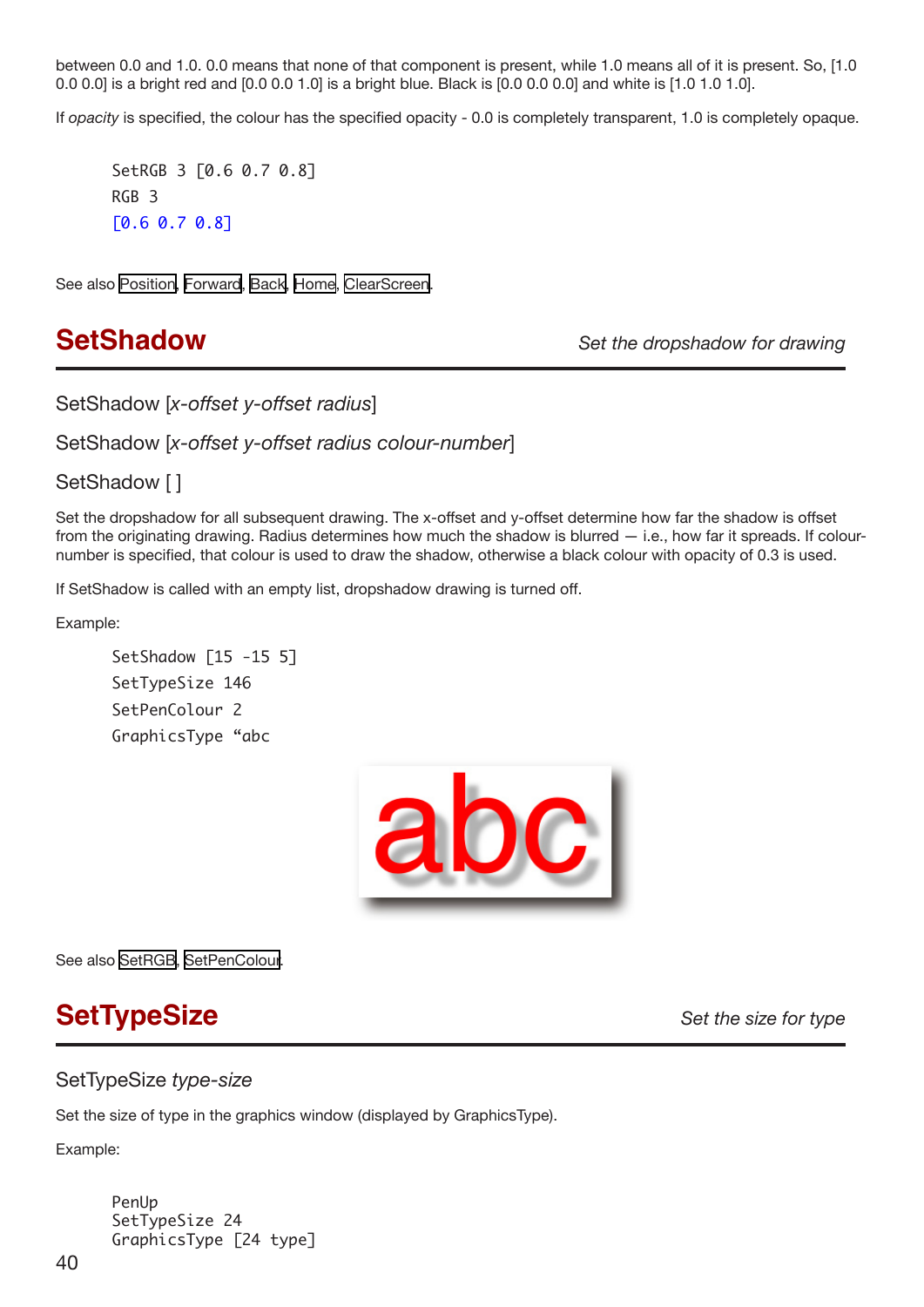between 0.0 and 1.0. 0.0 means that none of that component is present, while 1.0 means all of it is present. So, [1.0 0.0 0.0] is a bright red and [0.0 0.0 1.0] is a bright blue. Black is [0.0 0.0 0.0] and white is [1.0 1.0 1.0].

If *opacity* is specified, the colour has the specified opacity - 0.0 is completely transparent, 1.0 is completely opaque.

```
SetRGB 3 [0.6 0.7 0.8]
RGB 3
[0.6 0.7 0.8]
```

See also Position, Forward, Back, Home, ClearScreen.

## SetShadow

*Set the dropshadow for drawing*

SetShadow [*x-offset y-offset radius*]

SetShadow [*x-offset y-offset radius colour-number*]

SetShadow [ ]

Set the dropshadow for all subsequent drawing. The x-offset and y-offset determine how far the shadow is offset from the originating drawing. Radius determines how much the shadow is blurred — i.e., how far it spreads. If colour-number is specified, that colour is used to draw the shadow, otherwise a black colour with opacity of 0.3 is used.

If SetShadow is called with an empty list, dropshadow drawing is turned off.

Example:

```
SetShadow [15 -15 5]
SetTypeSize 146
SetPenColour 2
GraphicsType “abc
```

See also SetRGB, SetPenColour.

## SetTypeSize

*Set the size for type*

SetTypeSize *type-size*

Set the size of type in the graphics window (displayed by GraphicsType).

Example:

```
PenUp
SetTypeSize 24
GraphicsType [24 type]
```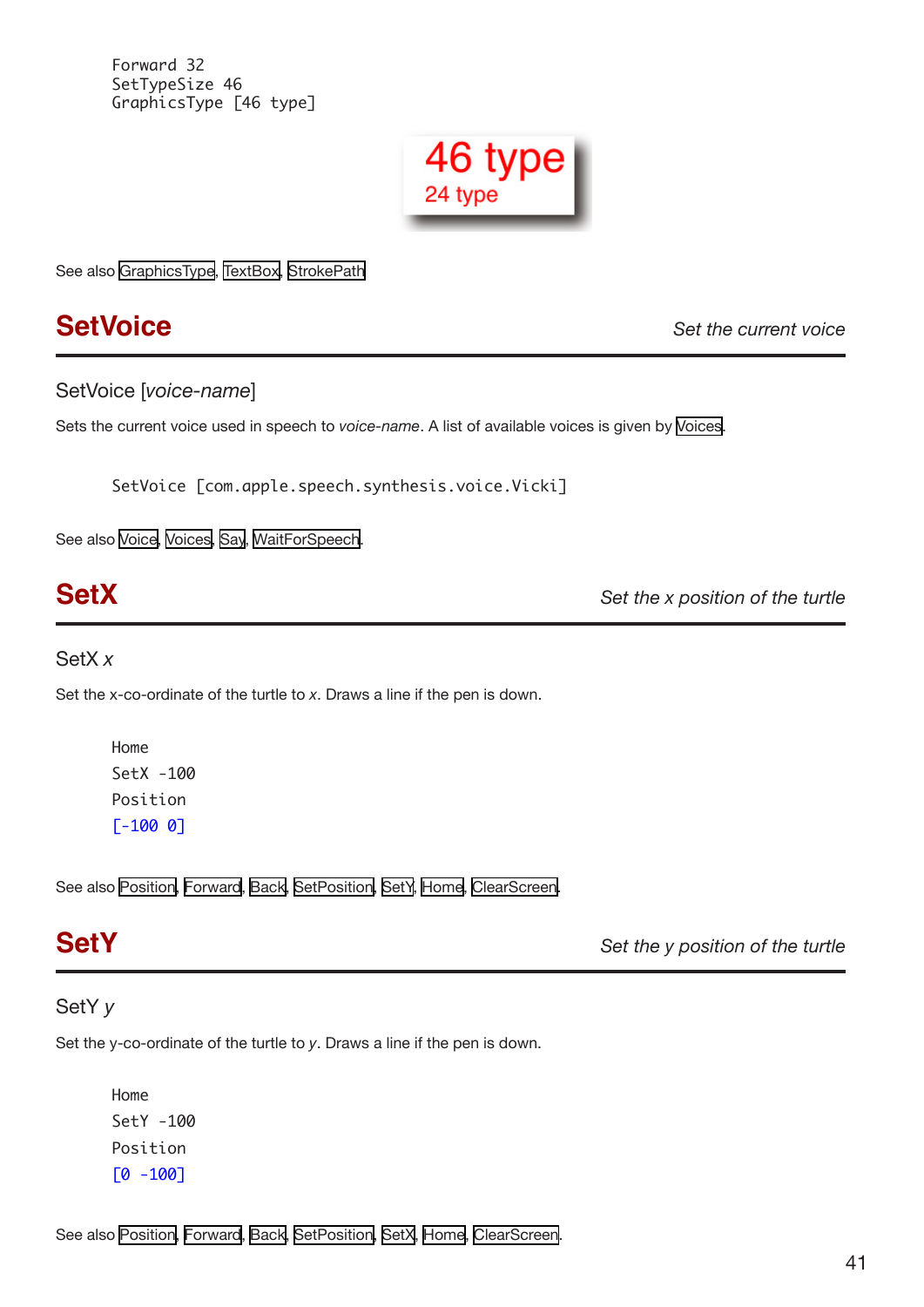```
Forward 32
SetTypeSize 46
GraphicsType [46 type]
```

See also GraphicsType, TextBox, StrokePath

## SetVoice

*Set the current voice*

SetVoice [*voice-name*]

Sets the current voice used in speech to *voice-name*. A list of available voices is given by Voices.

```
SetVoice [com.apple.speech.synthesis.voice.Vicki]
```

See also Voice, Voices, Say, WaitForSpeech.

## SetX

*Set the x position of the turtle*

SetX *x*

Set the x-co-ordinate of the turtle to *x*. Draws a line if the pen is down.

```
Home
SetX -100
Position
[-100 0]
```

See also Position, Forward, Back, SetPosition, SetY, Home, ClearScreen.

## SetY

*Set the y position of the turtle*

SetY *y*

Set the y-co-ordinate of the turtle to *y*. Draws a line if the pen is down.

```
Home
SetY -100
Position
[0 -100]
```

See also Position, Forward, Back, SetPosition, SetX, Home, ClearScreen.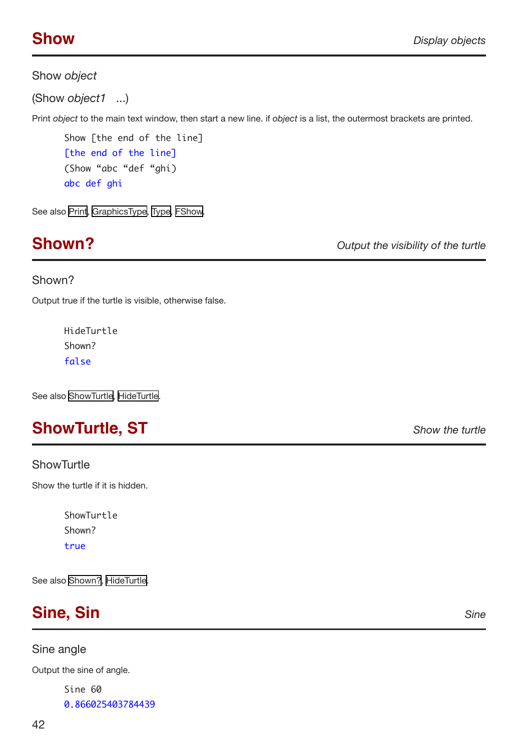## Show

*Display objects*

Show *object*

(Show *object1* ...)

Print *object* to the main text window, then start a new line. if *object* is a list, the outermost brackets are printed.

```
Show [the end of the line]
[the end of the line]
(Show “abc “def “ghi)
abc def ghi
```

See also Print, GraphicsType, Type, FShow.

## Shown?

*Output the visibility of the turtle*

Shown?

Output true if the turtle is visible, otherwise false.

```
HideTurtle
Shown?
false
```

See also ShowTurtle, HideTurtle.

## ShowTurtle, ST

*Show the turtle*

ShowTurtle

Show the turtle if it is hidden.

```
ShowTurtle
Shown?
true
```

See also Shown?, HideTurtle.

## Sine, Sin

*Sine*

Sine angle

Output the sine of angle.

```
Sine 60
0.866025403784439
```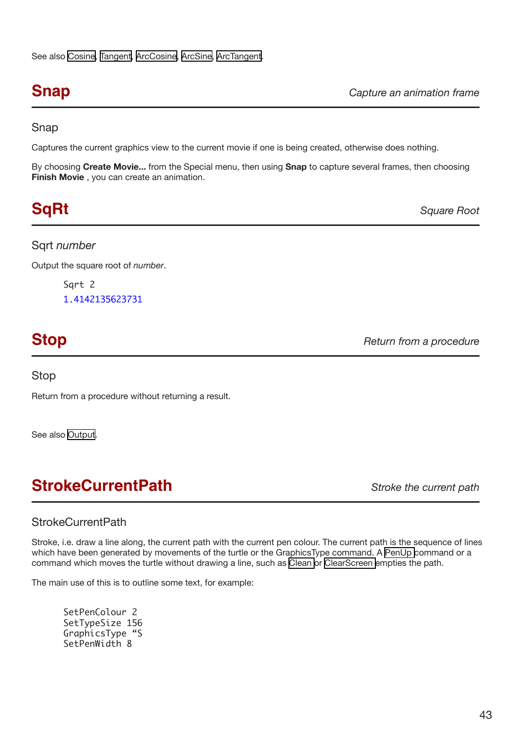See also Cosine, Tangent, ArcCosine, ArcSine, ArcTangent.

## Snap

*Capture an animation frame*

### Snap

Captures the current graphics view to the current movie if one is being created, otherwise does nothing.

By choosing **Create Movie...** from the Special menu, then using **Snap** to capture several frames, then choosing **Finish Movie** , you can create an animation.

## SqRt

*Square Root*

### Sqrt *number*

Output the square root of *number*.

```
Sqrt 2
1.4142135623731
```

## Stop

*Return from a procedure*

### Stop

Return from a procedure without returning a result.

See also Output.

## StrokeCurrentPath

*Stroke the current path*

### StrokeCurrentPath

Stroke, i.e. draw a line along, the current path with the current pen colour. The current path is the sequence of lines which have been generated by movements of the turtle or the GraphicsType command. A PenUp command or a command which moves the turtle without drawing a line, such as Clean or ClearScreen empties the path.

The main use of this is to outline some text, for example:

```
SetPenColour 2
SetTypeSize 156
GraphicsType “S
SetPenWidth 8
```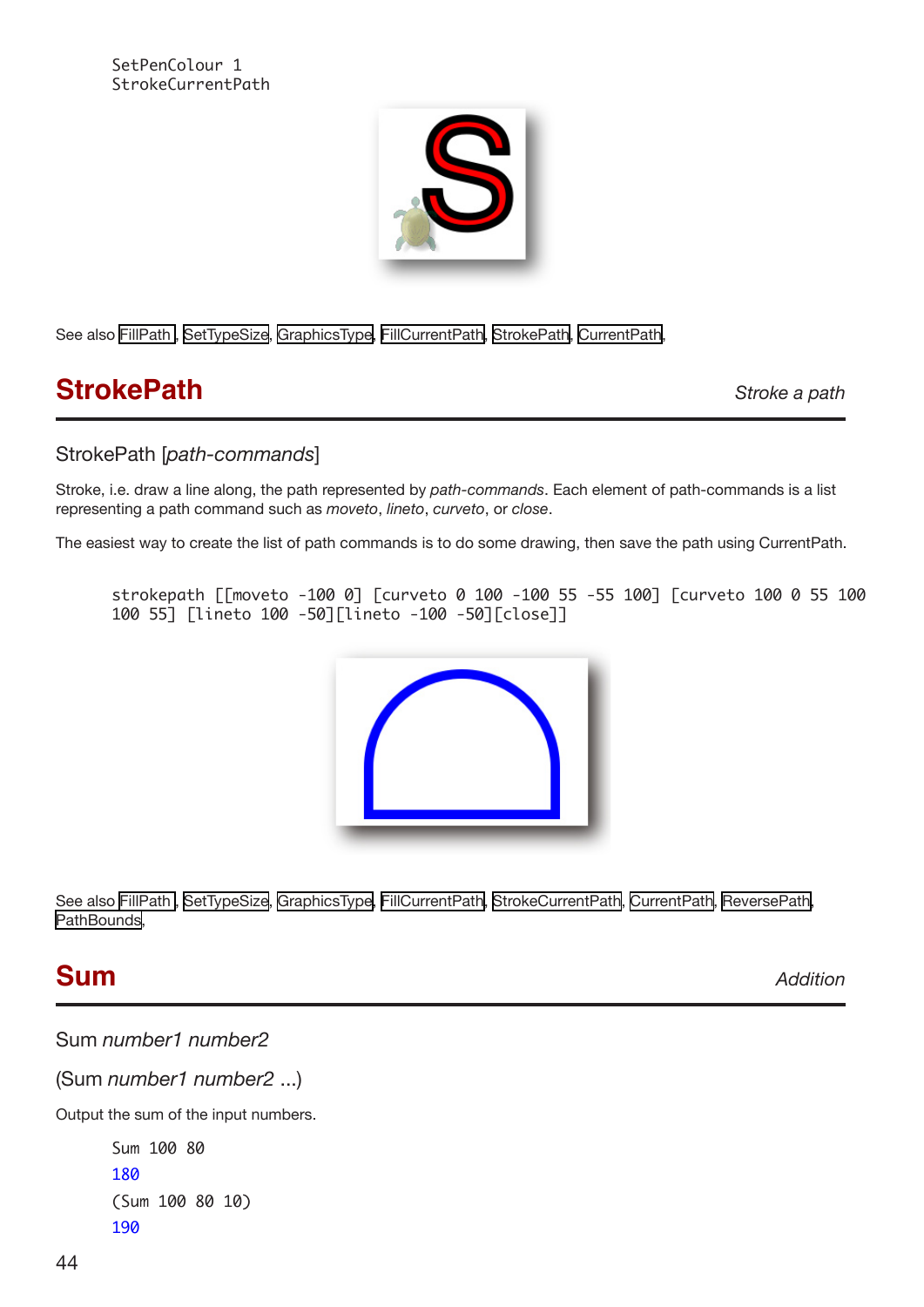```
SetPenColour 1
StrokeCurrentPath
```

See also FillPath , SetTypeSize, GraphicsType, FillCurrentPath, StrokePath, CurrentPath,

## StrokePath

*Stroke a path*

StrokePath [*path-commands*]

Stroke, i.e. draw a line along, the path represented by *path-commands*. Each element of path-commands is a list representing a path command such as *moveto*, *lineto*, *curveto*, or *close*.

The easiest way to create the list of path commands is to do some drawing, then save the path using CurrentPath.

```
strokepath [[moveto -100 0] [curveto 0 100 -100 55 -55 100] [curveto 100 0 55 100
100 55] [lineto 100 -50][lineto -100 -50][close]]
```

See also FillPath , SetTypeSize, GraphicsType, FillCurrentPath, StrokeCurrentPath, CurrentPath, ReversePath, PathBounds,

## Sum

*Addition*

Sum *number1 number2*

(Sum *number1 number2* ...)

Output the sum of the input numbers.

```
Sum 100 80
180
(Sum 100 80 10)
190
```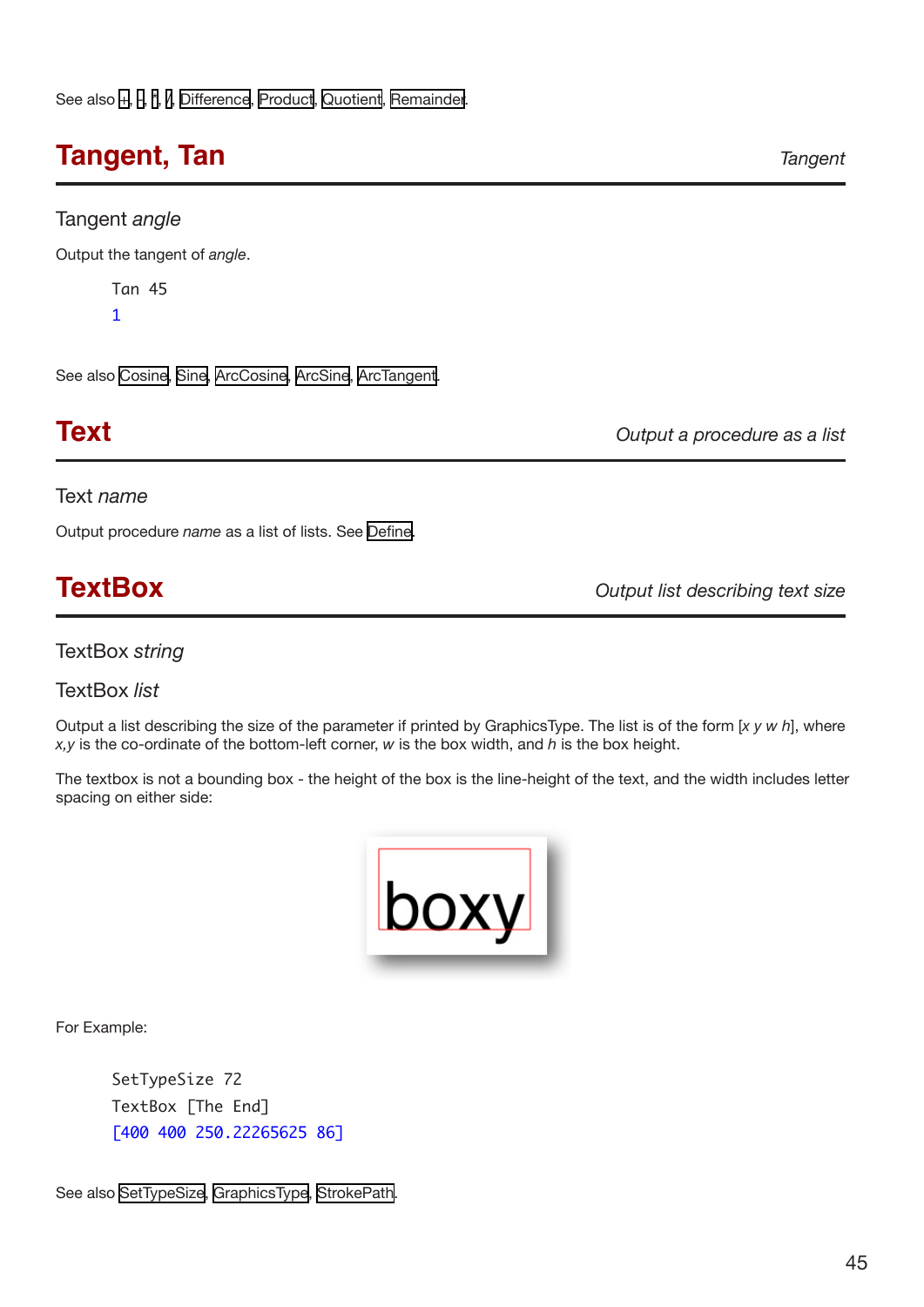See also +, -, *, /, Difference, Product, Quotient, Remainder.

## Tangent, Tan

*Tangent*

Tangent *angle*

Output the tangent of *angle*.

```
Tan 45
1
```

See also Cosine, Sine, ArcCosine, ArcSine, ArcTangent.

## Text

*Output a procedure as a list*

Text *name*

Output procedure *name* as a list of lists. See Define.

## TextBox

*Output list describing text size*

TextBox *string*

TextBox *list*

Output a list describing the size of the parameter if printed by GraphicsType. The list is of the form [*x y w h*], where *x,y* is the co-ordinate of the bottom-left corner, *w* is the box width, and *h* is the box height.

The textbox is not a bounding box - the height of the box is the line-height of the text, and the width includes letter spacing on either side:

For Example:

```
SetTypeSize 72
TextBox [The End]
[400 400 250.22265625 86]
```

See also SetTypeSize, GraphicsType, StrokePath.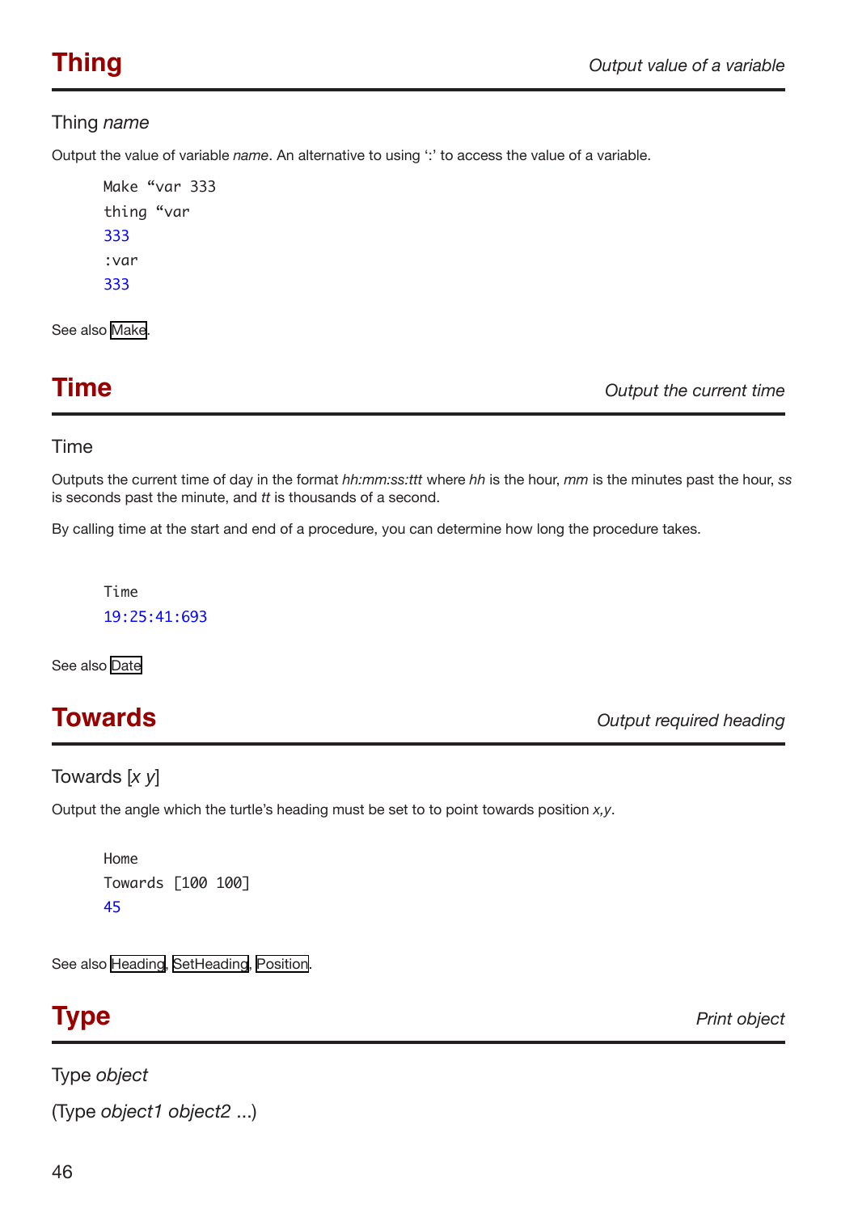## Thing

*Output value of a variable*

Thing *name*

Output the value of variable *name*. An alternative to using ':' to access the value of a variable.

```
Make "var 333
thing "var
333
:var
333
```

See also Make.

## Time

*Output the current time*

Time

Outputs the current time of day in the format *hh:mm:ss:ttt* where *hh* is the hour, *mm* is the minutes past the hour, *ss* is seconds past the minute, and *tt* is thousands of a second.

By calling time at the start and end of a procedure, you can determine how long the procedure takes.

```
Time
19:25:41:693
```

See also Date

## Towards

*Output required heading*

Towards [*x y*]

Output the angle which the turtle's heading must be set to to point towards position *x,y*.

```
Home
Towards [100 100]
45
```

See also Heading, SetHeading, Position.

## Type

*Print object*

Type *object*

(Type *object1 object2* ...)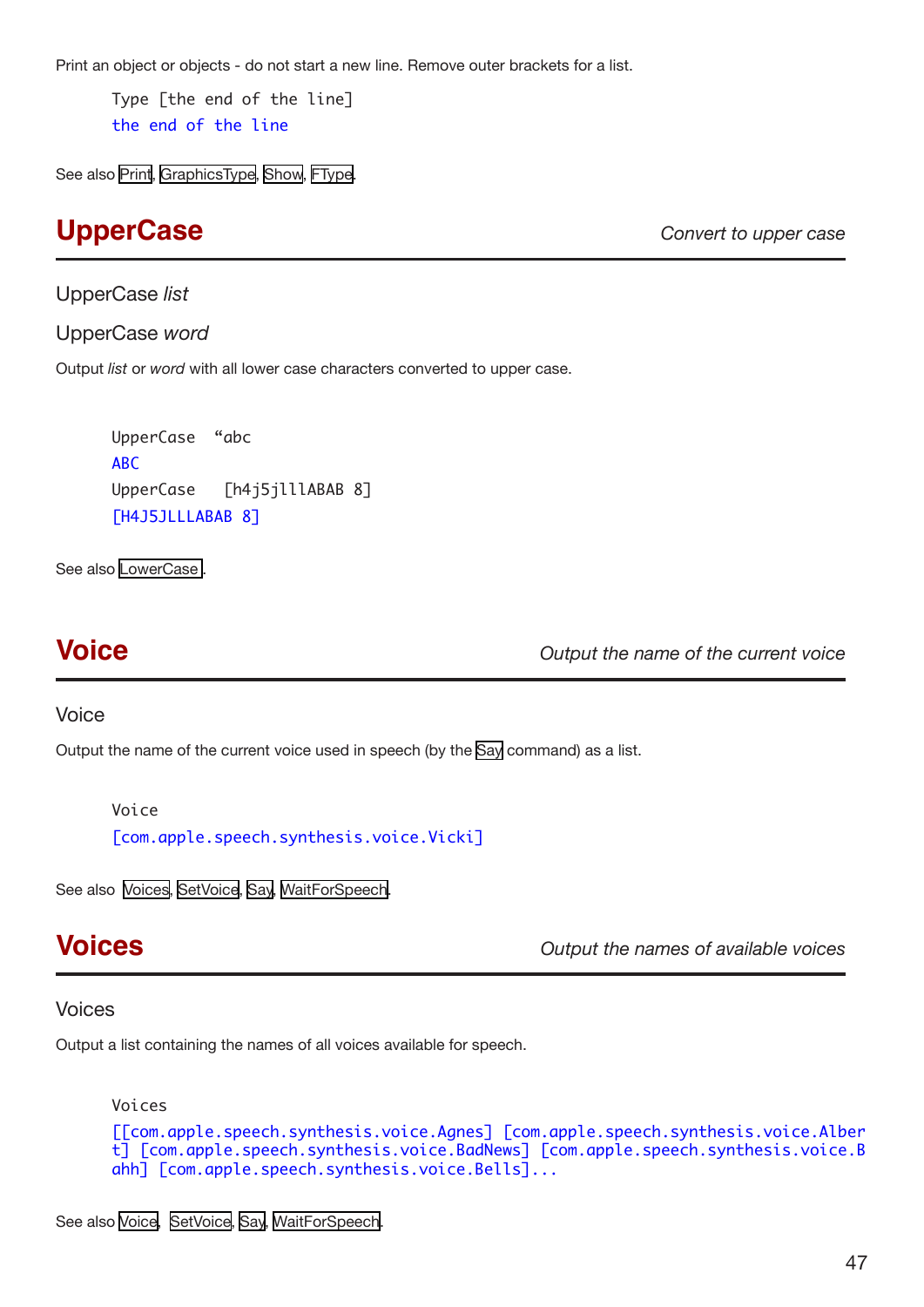Print an object or objects - do not start a new line. Remove outer brackets for a list.

```
Type [the end of the line]
the end of the line
```

See also Print, GraphicsType, Show, FType.

## UpperCase

*Convert to upper case*

UpperCase *list*

UpperCase *word*

Output *list* or *word* with all lower case characters converted to upper case.

```
UpperCase  “abc
ABC
UpperCase   [h4j5jlllABAB 8]
[H4J5JLLLABAB 8]
```

See also LowerCase.

## Voice

*Output the name of the current voice*

Voice

Output the name of the current voice used in speech (by the Say command) as a list.

```
Voice
[com.apple.speech.synthesis.voice.Vicki]
```

See also Voices, SetVoice, Say, WaitForSpeech.

## Voices

*Output the names of available voices*

Voices

Output a list containing the names of all voices available for speech.

```
Voices
[[com.apple.speech.synthesis.voice.Agnes] [com.apple.speech.synthesis.voice.Albert] [com.apple.speech.synthesis.voice.BadNews] [com.apple.speech.synthesis.voice.Bahh] [com.apple.speech.synthesis.voice.Bells]...
```

See also Voice, SetVoice, Say, WaitForSpeech.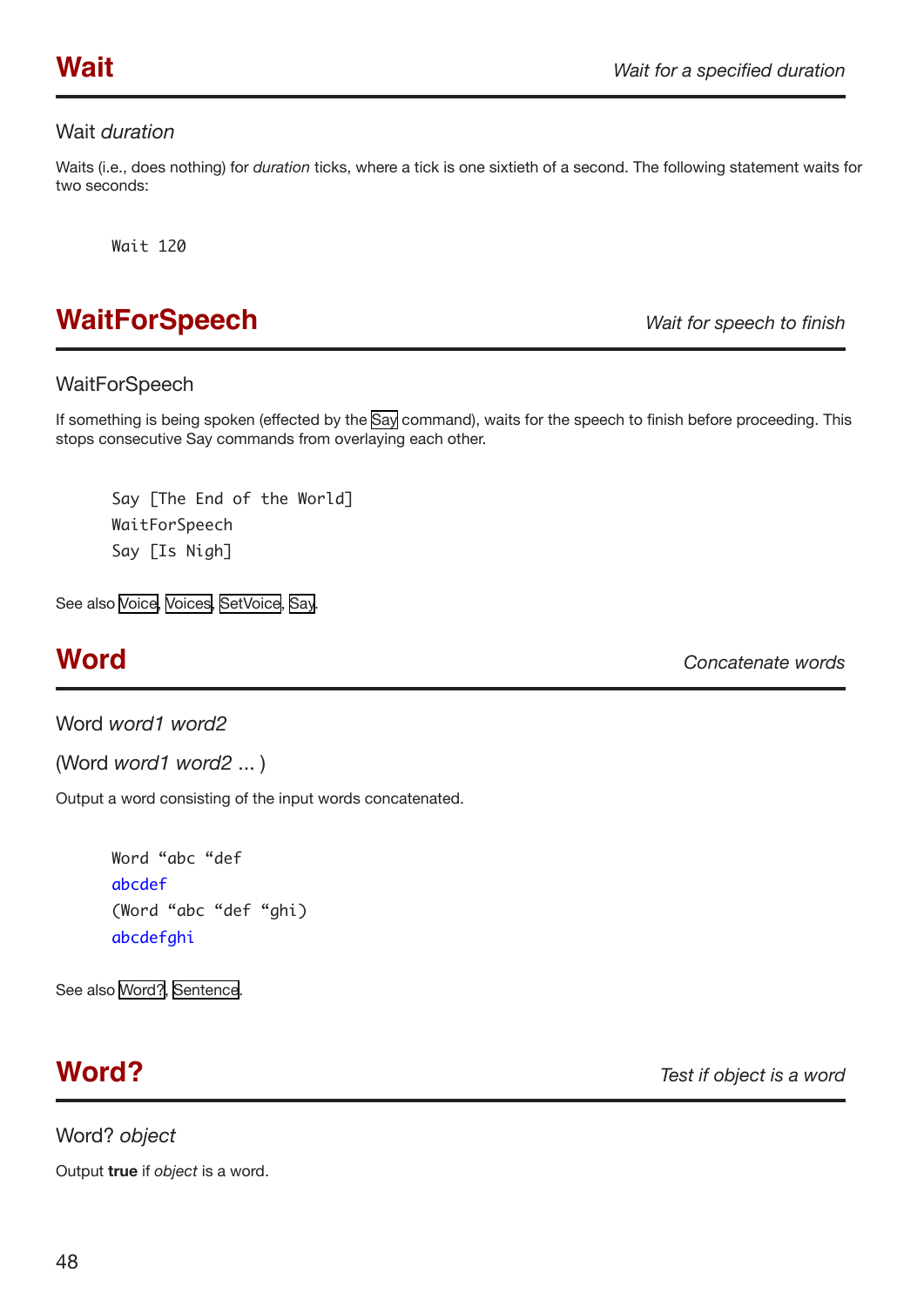## Wait

*Wait for a specified duration*

Wait *duration*

Waits (i.e., does nothing) for *duration* ticks, where a tick is one sixtieth of a second. The following statement waits for two seconds:

```
Wait 120
```

## WaitForSpeech

*Wait for speech to finish*

WaitForSpeech

If something is being spoken (effected by the Say command), waits for the speech to finish before proceeding. This stops consecutive Say commands from overlaying each other.

```
Say [The End of the World]
WaitForSpeech
Say [Is Nigh]
```

See also Voice, Voices, SetVoice, Say.

## Word

*Concatenate words*

Word *word1 word2*

(Word *word1 word2* ... )

Output a word consisting of the input words concatenated.

```
Word “abc “def
abcdef
(Word “abc “def “ghi)
abcdefghi
```

See also Word?, Sentence.

## Word?

*Test if object is a word*

Word? *object*

Output **true** if *object* is a word.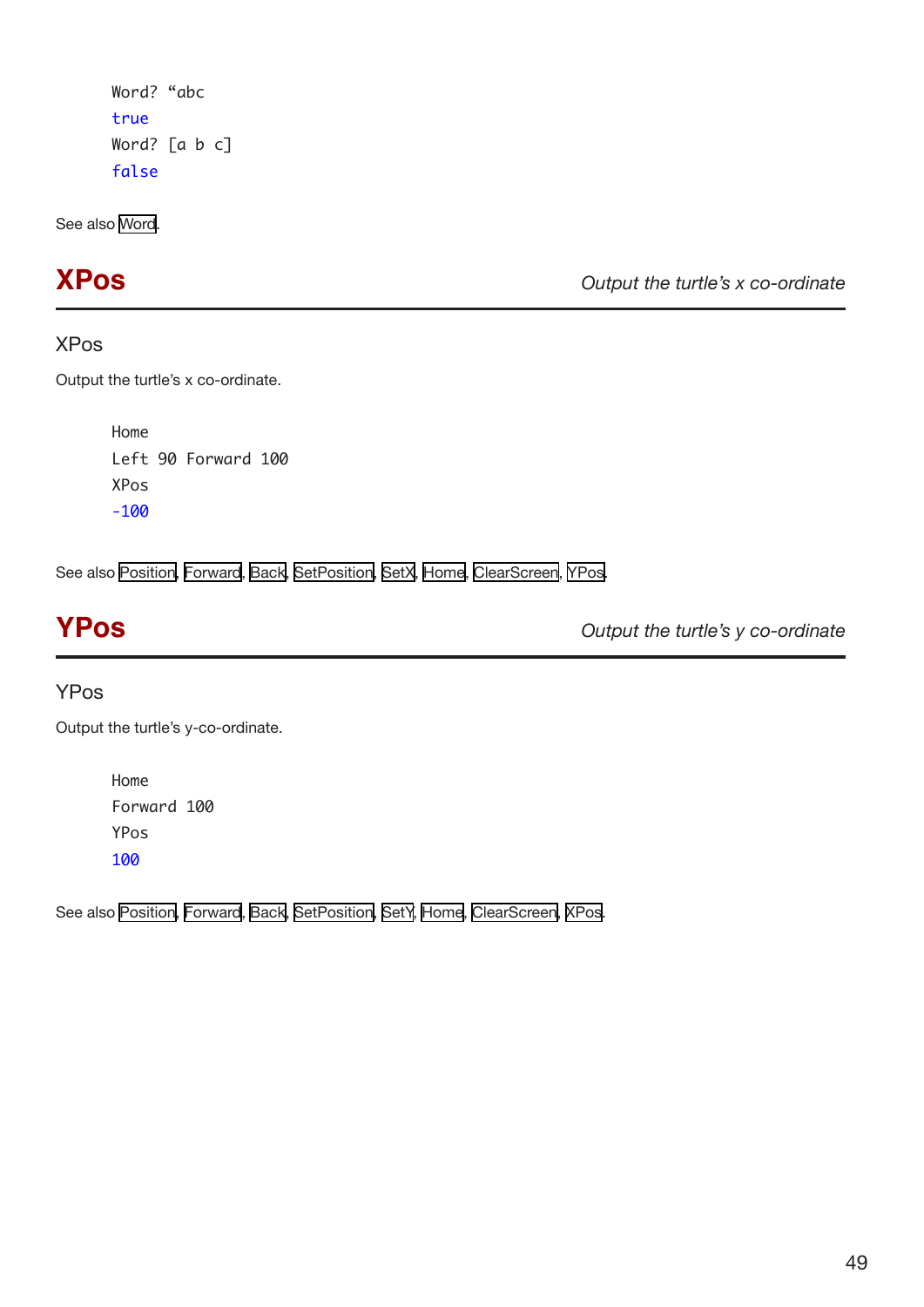```
Word? “abc
true
Word? [a b c]
false
```

See also Word.

## XPos

*Output the turtle’s x co-ordinate*

### XPos

Output the turtle’s x co-ordinate.

```
Home
Left 90 Forward 100
XPos
-100
```

See also Position, Forward, Back, SetPosition, SetX, Home, ClearScreen, YPos.

## YPos

*Output the turtle’s y co-ordinate*

### YPos

Output the turtle’s y-co-ordinate.

```
Home
Forward 100
YPos
100
```

See also Position, Forward, Back, SetPosition, SetY, Home, ClearScreen, XPos.